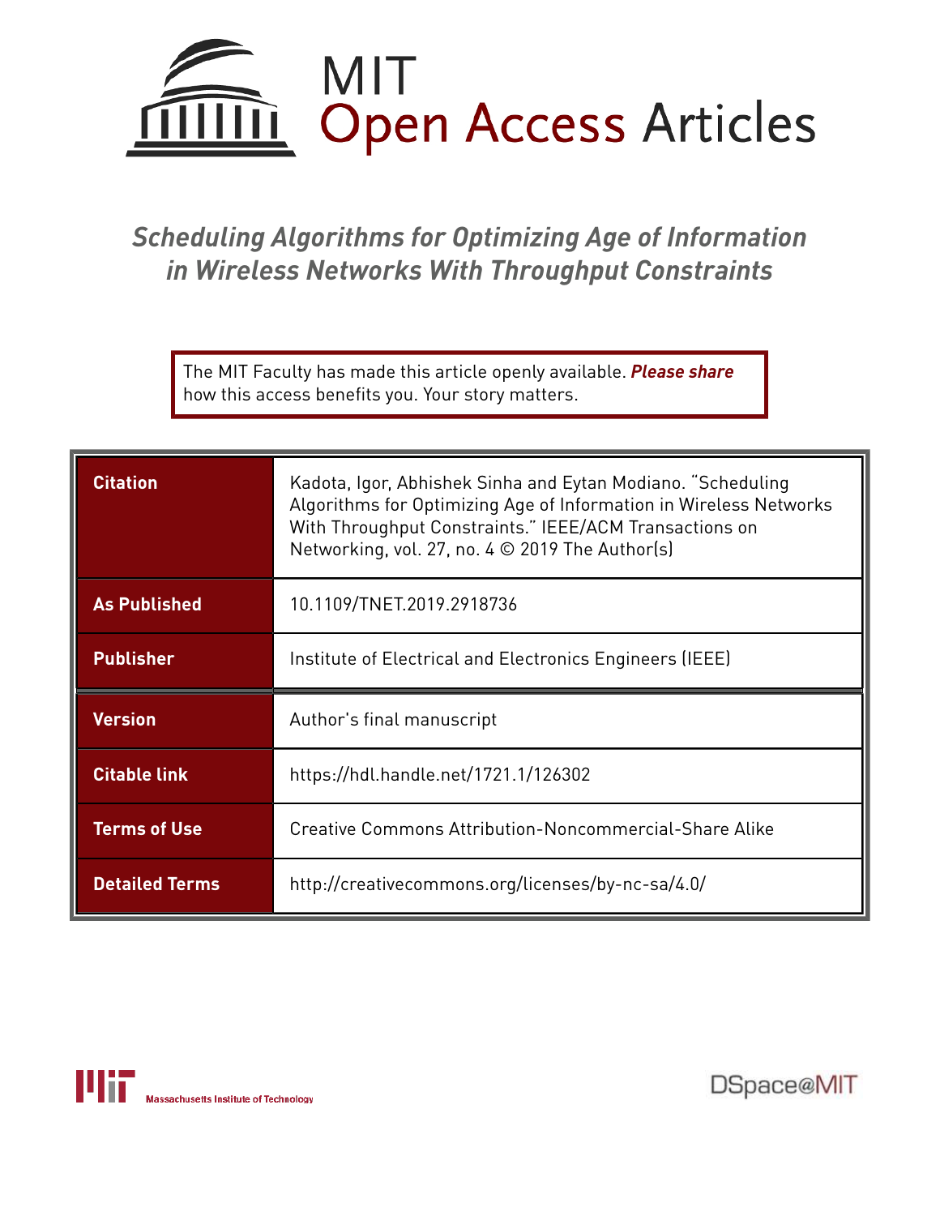# MIT Open Access Articles

## *Scheduling Algorithms for Optimizing Age of Information in Wireless Networks With Throughput Constraints*

The MIT Faculty has made this article openly available. ***Please share*** how this access benefits you. Your story matters.

| | |
|---|---|
| **Citation** | Kadota, Igor, Abhishek Sinha and Eytan Modiano. "Scheduling Algorithms for Optimizing Age of Information in Wireless Networks With Throughput Constraints." IEEE/ACM Transactions on Networking, vol. 27, no. 4 © 2019 The Author(s) |
| **As Published** | 10.1109/TNET.2019.2918736 |
| **Publisher** | Institute of Electrical and Electronics Engineers (IEEE) |
| **Version** | Author's final manuscript |
| **Citable link** | https://hdl.handle.net/1721.1/126302 |
| **Terms of Use** | Creative Commons Attribution-Noncommercial-Share Alike |
| **Detailed Terms** | http://creativecommons.org/licenses/by-nc-sa/4.0/ |

Massachusetts Institute of Technology

DSpace@MIT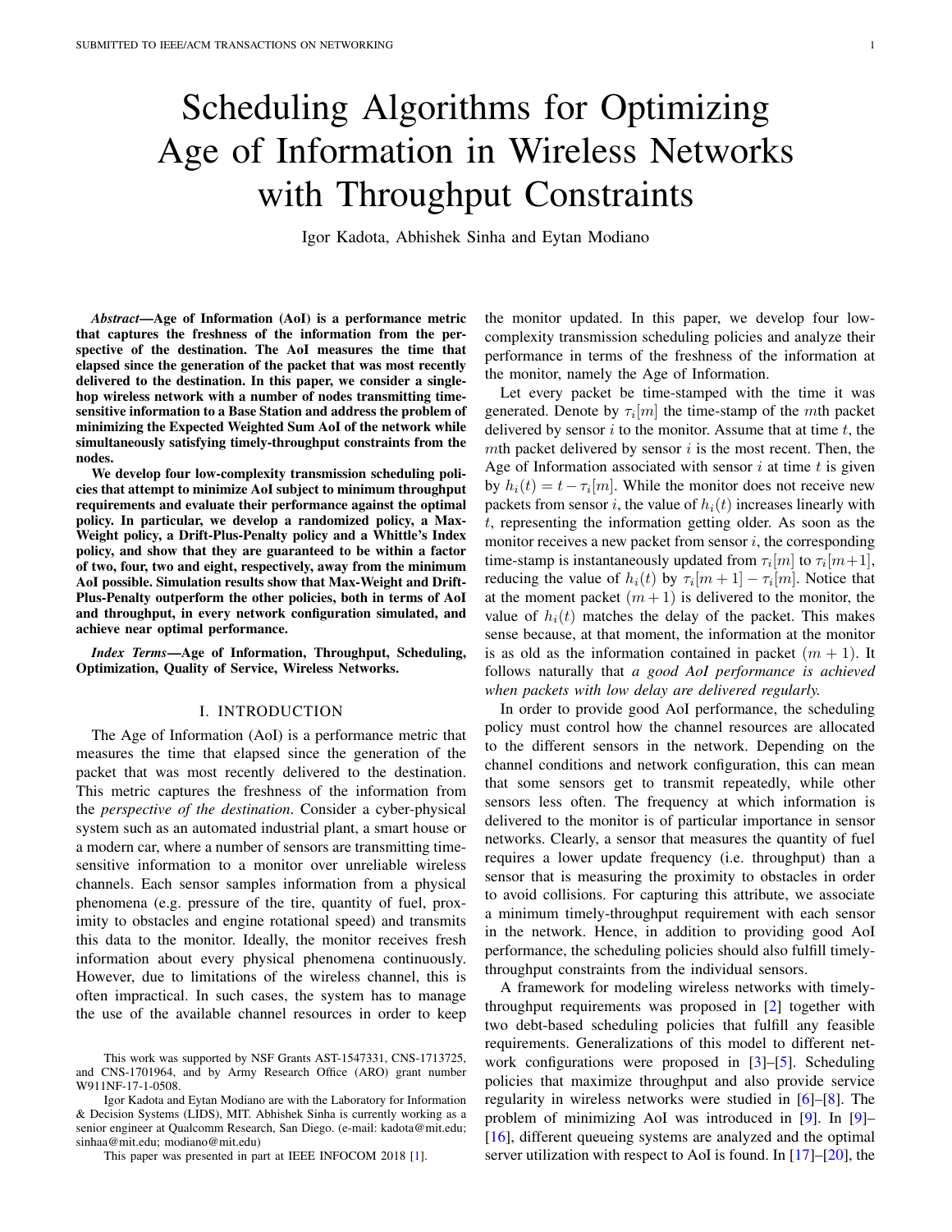# Scheduling Algorithms for Optimizing Age of Information in Wireless Networks with Throughput Constraints

Igor Kadota, Abhishek Sinha and Eytan Modiano

***Abstract*—Age of Information (AoI) is a performance metric that captures the freshness of the information from the perspective of the destination. The AoI measures the time that elapsed since the generation of the packet that was most recently delivered to the destination. In this paper, we consider a single-hop wireless network with a number of nodes transmitting time-sensitive information to a Base Station and address the problem of minimizing the Expected Weighted Sum AoI of the network while simultaneously satisfying timely-throughput constraints from the nodes.**

**We develop four low-complexity transmission scheduling policies that attempt to minimize AoI subject to minimum throughput requirements and evaluate their performance against the optimal policy. In particular, we develop a randomized policy, a Max-Weight policy, a Drift-Plus-Penalty policy and a Whittle's Index policy, and show that they are guaranteed to be within a factor of two, four, two and eight, respectively, away from the minimum AoI possible. Simulation results show that Max-Weight and Drift-Plus-Penalty outperform the other policies, both in terms of AoI and throughput, in every network configuration simulated, and achieve near optimal performance.**

***Index Terms*—Age of Information, Throughput, Scheduling, Optimization, Quality of Service, Wireless Networks.**

## I. INTRODUCTION

The Age of Information (AoI) is a performance metric that measures the time that elapsed since the generation of the packet that was most recently delivered to the destination. This metric captures the freshness of the information from the *perspective of the destination*. Consider a cyber-physical system such as an automated industrial plant, a smart house or a modern car, where a number of sensors are transmitting time-sensitive information to a monitor over unreliable wireless channels. Each sensor samples information from a physical phenomena (e.g. pressure of the tire, quantity of fuel, proximity to obstacles and engine rotational speed) and transmits this data to the monitor. Ideally, the monitor receives fresh information about every physical phenomena continuously. However, due to limitations of the wireless channel, this is often impractical. In such cases, the system has to manage the use of the available channel resources in order to keep the monitor updated. In this paper, we develop four low-complexity transmission scheduling policies and analyze their performance in terms of the freshness of the information at the monitor, namely the Age of Information.

Let every packet be time-stamped with the time it was generated. Denote by $\tau_i[m]$ the time-stamp of the $m$th packet delivered by sensor $i$ to the monitor. Assume that at time $t$, the $m$th packet delivered by sensor $i$ is the most recent. Then, the Age of Information associated with sensor $i$ at time $t$ is given by $h_i(t) = t - \tau_i[m]$. While the monitor does not receive new packets from sensor $i$, the value of $h_i(t)$ increases linearly with $t$, representing the information getting older. As soon as the monitor receives a new packet from sensor $i$, the corresponding time-stamp is instantaneously updated from $\tau_i[m]$ to $\tau_i[m+1]$, reducing the value of $h_i(t)$ by $\tau_i[m+1] - \tau_i[m]$. Notice that at the moment packet $(m+1)$ is delivered to the monitor, the value of $h_i(t)$ matches the delay of the packet. This makes sense because, at that moment, the information at the monitor is as old as the information contained in packet $(m+1)$. It follows naturally that *a good AoI performance is achieved when packets with low delay are delivered regularly.*

In order to provide good AoI performance, the scheduling policy must control how the channel resources are allocated to the different sensors in the network. Depending on the channel conditions and network configuration, this can mean that some sensors get to transmit repeatedly, while other sensors less often. The frequency at which information is delivered to the monitor is of particular importance in sensor networks. Clearly, a sensor that measures the quantity of fuel requires a lower update frequency (i.e. throughput) than a sensor that is measuring the proximity to obstacles in order to avoid collisions. For capturing this attribute, we associate a minimum timely-throughput requirement with each sensor in the network. Hence, in addition to providing good AoI performance, the scheduling policies should also fulfill timely-throughput constraints from the individual sensors.

A framework for modeling wireless networks with timely-throughput requirements was proposed in [2] together with two debt-based scheduling policies that fulfill any feasible requirements. Generalizations of this model to different network configurations were proposed in [3]–[5]. Scheduling policies that maximize throughput and also provide service regularity in wireless networks were studied in [6]–[8]. The problem of minimizing AoI was introduced in [9]. In [9]–[16], different queueing systems are analyzed and the optimal server utilization with respect to AoI is found. In [17]–[20], the

This work was supported by NSF Grants AST-1547331, CNS-1713725, and CNS-1701964, and by Army Research Office (ARO) grant number W911NF-17-1-0508.

Igor Kadota and Eytan Modiano are with the Laboratory for Information & Decision Systems (LIDS), MIT. Abhishek Sinha is currently working as a senior engineer at Qualcomm Research, San Diego. (e-mail: kadota@mit.edu; sinhaa@mit.edu; modiano@mit.edu)

This paper was presented in part at IEEE INFOCOM 2018 [1].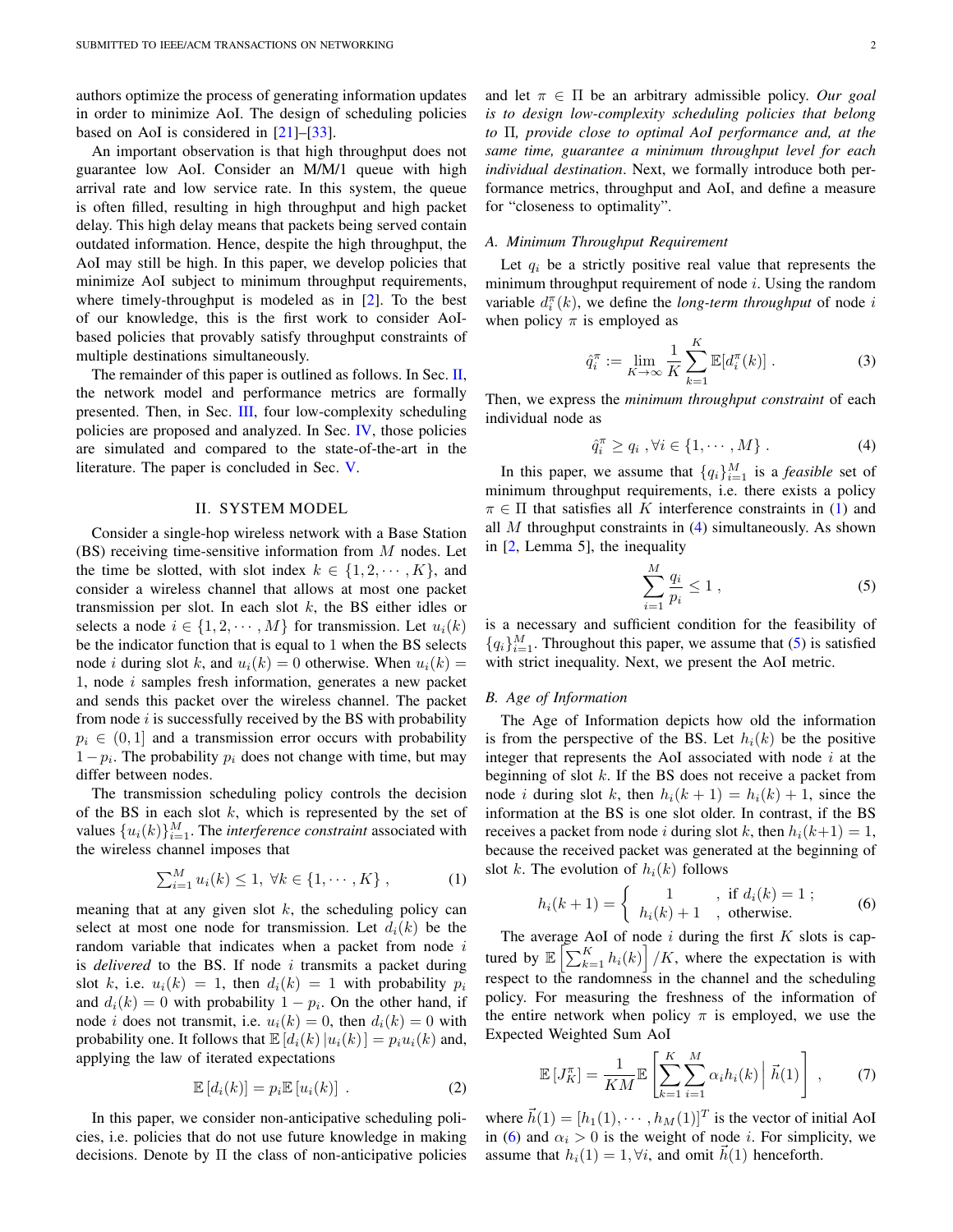authors optimize the process of generating information updates in order to minimize AoI. The design of scheduling policies based on AoI is considered in [21]–[33].

An important observation is that high throughput does not guarantee low AoI. Consider an M/M/1 queue with high arrival rate and low service rate. In this system, the queue is often filled, resulting in high throughput and high packet delay. This high delay means that packets being served contain outdated information. Hence, despite the high throughput, the AoI may still be high. In this paper, we develop policies that minimize AoI subject to minimum throughput requirements, where timely-throughput is modeled as in [2]. To the best of our knowledge, this is the first work to consider AoI-based policies that provably satisfy throughput constraints of multiple destinations simultaneously.

The remainder of this paper is outlined as follows. In Sec. II, the network model and performance metrics are formally presented. Then, in Sec. III, four low-complexity scheduling policies are proposed and analyzed. In Sec. IV, those policies are simulated and compared to the state-of-the-art in the literature. The paper is concluded in Sec. V.

## II. System Model

Consider a single-hop wireless network with a Base Station (BS) receiving time-sensitive information from $M$ nodes. Let the time be slotted, with slot index $k \in \{1, 2, \cdots, K\}$, and consider a wireless channel that allows at most one packet transmission per slot. In each slot $k$, the BS either idles or selects a node $i \in \{1, 2, \cdots, M\}$ for transmission. Let $u_i(k)$ be the indicator function that is equal to 1 when the BS selects node $i$ during slot $k$, and $u_i(k) = 0$ otherwise. When $u_i(k) = 1$, node $i$ samples fresh information, generates a new packet and sends this packet over the wireless channel. The packet from node $i$ is successfully received by the BS with probability $p_i \in (0, 1]$ and a transmission error occurs with probability $1 - p_i$. The probability $p_i$ does not change with time, but may differ between nodes.

The transmission scheduling policy controls the decision of the BS in each slot $k$, which is represented by the set of values $\{u_i(k)\}_{i=1}^M$. The *interference constraint* associated with the wireless channel imposes that

$$\sum_{i=1}^M u_i(k) \leq 1, \ \forall k \in \{1, \cdots, K\} , \tag{1}$$

meaning that at any given slot $k$, the scheduling policy can select at most one node for transmission. Let $d_i(k)$ be the random variable that indicates when a packet from node $i$ is *delivered* to the BS. If node $i$ transmits a packet during slot $k$, i.e. $u_i(k) = 1$, then $d_i(k) = 1$ with probability $p_i$ and $d_i(k) = 0$ with probability $1 - p_i$. On the other hand, if node $i$ does not transmit, i.e. $u_i(k) = 0$, then $d_i(k) = 0$ with probability one. It follows that $\mathbb{E}[d_i(k)|u_i(k)] = p_i u_i(k)$ and, applying the law of iterated expectations

$$\mathbb{E}[d_i(k)] = p_i \mathbb{E}[u_i(k)] \ . \tag{2}$$

In this paper, we consider non-anticipative scheduling policies, i.e. policies that do not use future knowledge in making decisions. Denote by $\Pi$ the class of non-anticipative policies and let $\pi \in \Pi$ be an arbitrary admissible policy. *Our goal is to design low-complexity scheduling policies that belong to* $\Pi$*, provide close to optimal AoI performance and, at the same time, guarantee a minimum throughput level for each individual destination*. Next, we formally introduce both performance metrics, throughput and AoI, and define a measure for "closeness to optimality".

### A. Minimum Throughput Requirement

Let $q_i$ be a strictly positive real value that represents the minimum throughput requirement of node $i$. Using the random variable $d_i^\pi(k)$, we define the *long-term throughput* of node $i$ when policy $\pi$ is employed as

$$\hat{q}_i^\pi := \lim_{K\to\infty} \frac{1}{K} \sum_{k=1}^K \mathbb{E}[d_i^\pi(k)] \ . \tag{3}$$

Then, we express the *minimum throughput constraint* of each individual node as

$$\hat{q}_i^\pi \geq q_i \ , \forall i \in \{1, \cdots, M\} \ . \tag{4}$$

In this paper, we assume that $\{q_i\}_{i=1}^M$ is a *feasible* set of minimum throughput requirements, i.e. there exists a policy $\pi \in \Pi$ that satisfies all $K$ interference constraints in (1) and all $M$ throughput constraints in (4) simultaneously. As shown in [2, Lemma 5], the inequality

$$\sum_{i=1}^M \frac{q_i}{p_i} \leq 1 \ , \tag{5}$$

is a necessary and sufficient condition for the feasibility of $\{q_i\}_{i=1}^M$. Throughout this paper, we assume that (5) is satisfied with strict inequality. Next, we present the AoI metric.

### B. Age of Information

The Age of Information depicts how old the information is from the perspective of the BS. Let $h_i(k)$ be the positive integer that represents the AoI associated with node $i$ at the beginning of slot $k$. If the BS does not receive a packet from node $i$ during slot $k$, then $h_i(k+1) = h_i(k) + 1$, since the information at the BS is one slot older. In contrast, if the BS receives a packet from node $i$ during slot $k$, then $h_i(k+1) = 1$, because the received packet was generated at the beginning of slot $k$. The evolution of $h_i(k)$ follows

$$h_i(k+1) = \begin{cases} 1 & , \text{ if } d_i(k) = 1 \ ; \\ h_i(k) + 1 & , \text{ otherwise.} \end{cases} \tag{6}$$

The average AoI of node $i$ during the first $K$ slots is captured by $\mathbb{E}\left[\sum_{k=1}^K h_i(k)\right]/K$, where the expectation is with respect to the randomness in the channel and the scheduling policy. For measuring the freshness of the information of the entire network when policy $\pi$ is employed, we use the Expected Weighted Sum AoI

$$\mathbb{E}[J_K^\pi] = \frac{1}{KM} \mathbb{E}\left[ \sum_{k=1}^K \sum_{i=1}^M \alpha_i h_i(k) \middle| \vec{h}(1) \right] \ , \tag{7}$$

where $\vec{h}(1) = [h_1(1), \cdots, h_M(1)]^T$ is the vector of initial AoI in (6) and $\alpha_i > 0$ is the weight of node $i$. For simplicity, we assume that $h_i(1) = 1, \forall i$, and omit $\vec{h}(1)$ henceforth.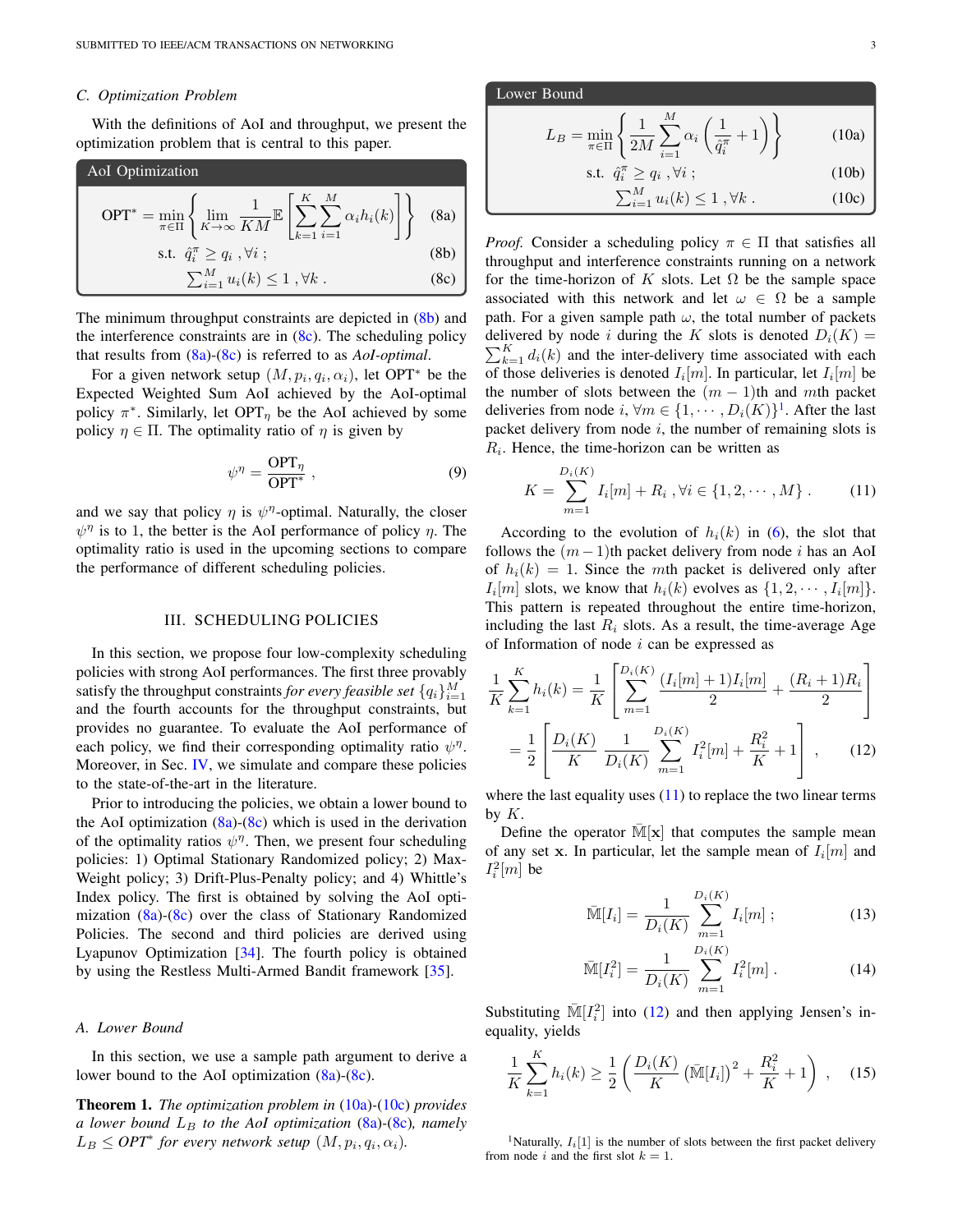### C. Optimization Problem

With the definitions of AoI and throughput, we present the optimization problem that is central to this paper.

**AoI Optimization**

$$\text{OPT}^* = \min_{\pi\in\Pi}\left\{\lim_{K\to\infty}\frac{1}{KM}\mathbb{E}\left[\sum_{k=1}^{K}\sum_{i=1}^{M}\alpha_i h_i(k)\right]\right\} \quad (8a)$$

$$\text{s.t. } \hat{q}_i^{\pi} \geq q_i \;, \forall i \;; \quad (8b)$$

$$\textstyle\sum_{i=1}^{M} u_i(k) \leq 1 \;, \forall k \;. \quad (8c)$$

The minimum throughput constraints are depicted in (8b) and the interference constraints are in (8c). The scheduling policy that results from (8a)-(8c) is referred to as *AoI-optimal*.

For a given network setup $(M, p_i, q_i, \alpha_i)$, let $\text{OPT}^*$ be the Expected Weighted Sum AoI achieved by the AoI-optimal policy $\pi^*$. Similarly, let $\text{OPT}_\eta$ be the AoI achieved by some policy $\eta \in \Pi$. The optimality ratio of $\eta$ is given by

$$\psi^{\eta} = \frac{\text{OPT}_\eta}{\text{OPT}^*} \;, \quad (9)$$

and we say that policy $\eta$ is $\psi^\eta$-optimal. Naturally, the closer $\psi^\eta$ is to 1, the better is the AoI performance of policy $\eta$. The optimality ratio is used in the upcoming sections to compare the performance of different scheduling policies.

## III. Scheduling Policies

In this section, we propose four low-complexity scheduling policies with strong AoI performances. The first three provably satisfy the throughput constraints *for every feasible set* $\{q_i\}_{i=1}^M$ and the fourth accounts for the throughput constraints, but provides no guarantee. To evaluate the AoI performance of each policy, we find their corresponding optimality ratio $\psi^\eta$. Moreover, in Sec. IV, we simulate and compare these policies to the state-of-the-art in the literature.

Prior to introducing the policies, we obtain a lower bound to the AoI optimization (8a)-(8c) which is used in the derivation of the optimality ratios $\psi^\eta$. Then, we present four scheduling policies: 1) Optimal Stationary Randomized policy; 2) Max-Weight policy; 3) Drift-Plus-Penalty policy; and 4) Whittle's Index policy. The first is obtained by solving the AoI optimization (8a)-(8c) over the class of Stationary Randomized Policies. The second and third policies are derived using Lyapunov Optimization [34]. The fourth policy is obtained by using the Restless Multi-Armed Bandit framework [35].

### A. Lower Bound

In this section, we use a sample path argument to derive a lower bound to the AoI optimization (8a)-(8c).

**Theorem 1.** *The optimization problem in* (10a)-(10c) *provides a lower bound $L_B$ to the AoI optimization* (8a)-(8c)*, namely $L_B \leq OPT^*$ for every network setup $(M, p_i, q_i, \alpha_i)$.*

**Lower Bound**

$$L_B = \min_{\pi\in\Pi}\left\{\frac{1}{2M}\sum_{i=1}^{M}\alpha_i\left(\frac{1}{\hat{q}_i^{\pi}}+1\right)\right\} \quad (10a)$$

$$\text{s.t. } \hat{q}_i^{\pi} \geq q_i \;, \forall i \;; \quad (10b)$$

$$\textstyle\sum_{i=1}^{M} u_i(k) \leq 1 \;, \forall k \;. \quad (10c)$$

*Proof.* Consider a scheduling policy $\pi \in \Pi$ that satisfies all throughput and interference constraints running on a network for the time-horizon of $K$ slots. Let $\Omega$ be the sample space associated with this network and let $\omega \in \Omega$ be a sample path. For a given sample path $\omega$, the total number of packets delivered by node $i$ during the $K$ slots is denoted $D_i(K) = \sum_{k=1}^{K} d_i(k)$ and the inter-delivery time associated with each of those deliveries is denoted $I_i[m]$. In particular, let $I_i[m]$ be the number of slots between the $(m-1)$th and $m$th packet deliveries from node $i$, $\forall m \in \{1, \cdots, D_i(K)\}$[1]. After the last packet delivery from node $i$, the number of remaining slots is $R_i$. Hence, the time-horizon can be written as

$$K = \sum_{m=1}^{D_i(K)} I_i[m] + R_i \;, \forall i \in \{1, 2, \cdots, M\} \;. \quad (11)$$

According to the evolution of $h_i(k)$ in (6), the slot that follows the $(m-1)$th packet delivery from node $i$ has an AoI of $h_i(k) = 1$. Since the $m$th packet is delivered only after $I_i[m]$ slots, we know that $h_i(k)$ evolves as $\{1, 2, \cdots, I_i[m]\}$. This pattern is repeated throughout the entire time-horizon, including the last $R_i$ slots. As a result, the time-average Age of Information of node $i$ can be expressed as

$$\frac{1}{K}\sum_{k=1}^{K} h_i(k) = \frac{1}{K}\left[\sum_{m=1}^{D_i(K)}\frac{(I_i[m]+1)I_i[m]}{2} + \frac{(R_i+1)R_i}{2}\right]$$
$$= \frac{1}{2}\left[\frac{D_i(K)}{K}\,\frac{1}{D_i(K)}\sum_{m=1}^{D_i(K)} I_i^2[m] + \frac{R_i^2}{K} + 1\right] \;, \quad (12)$$

where the last equality uses (11) to replace the two linear terms by $K$.

Define the operator $\bar{\mathbb{M}}[\mathbf{x}]$ that computes the sample mean of any set $\mathbf{x}$. In particular, let the sample mean of $I_i[m]$ and $I_i^2[m]$ be

$$\bar{\mathbb{M}}[I_i] = \frac{1}{D_i(K)}\sum_{m=1}^{D_i(K)} I_i[m] \;; \quad (13)$$

$$\bar{\mathbb{M}}[I_i^2] = \frac{1}{D_i(K)}\sum_{m=1}^{D_i(K)} I_i^2[m] \;. \quad (14)$$

Substituting $\bar{\mathbb{M}}[I_i^2]$ into (12) and then applying Jensen's inequality, yields

$$\frac{1}{K}\sum_{k=1}^{K} h_i(k) \geq \frac{1}{2}\left(\frac{D_i(K)}{K}\left(\bar{\mathbb{M}}[I_i]\right)^2 + \frac{R_i^2}{K} + 1\right) \;, \quad (15)$$

[1] Naturally, $I_i[1]$ is the number of slots between the first packet delivery from node $i$ and the first slot $k = 1$.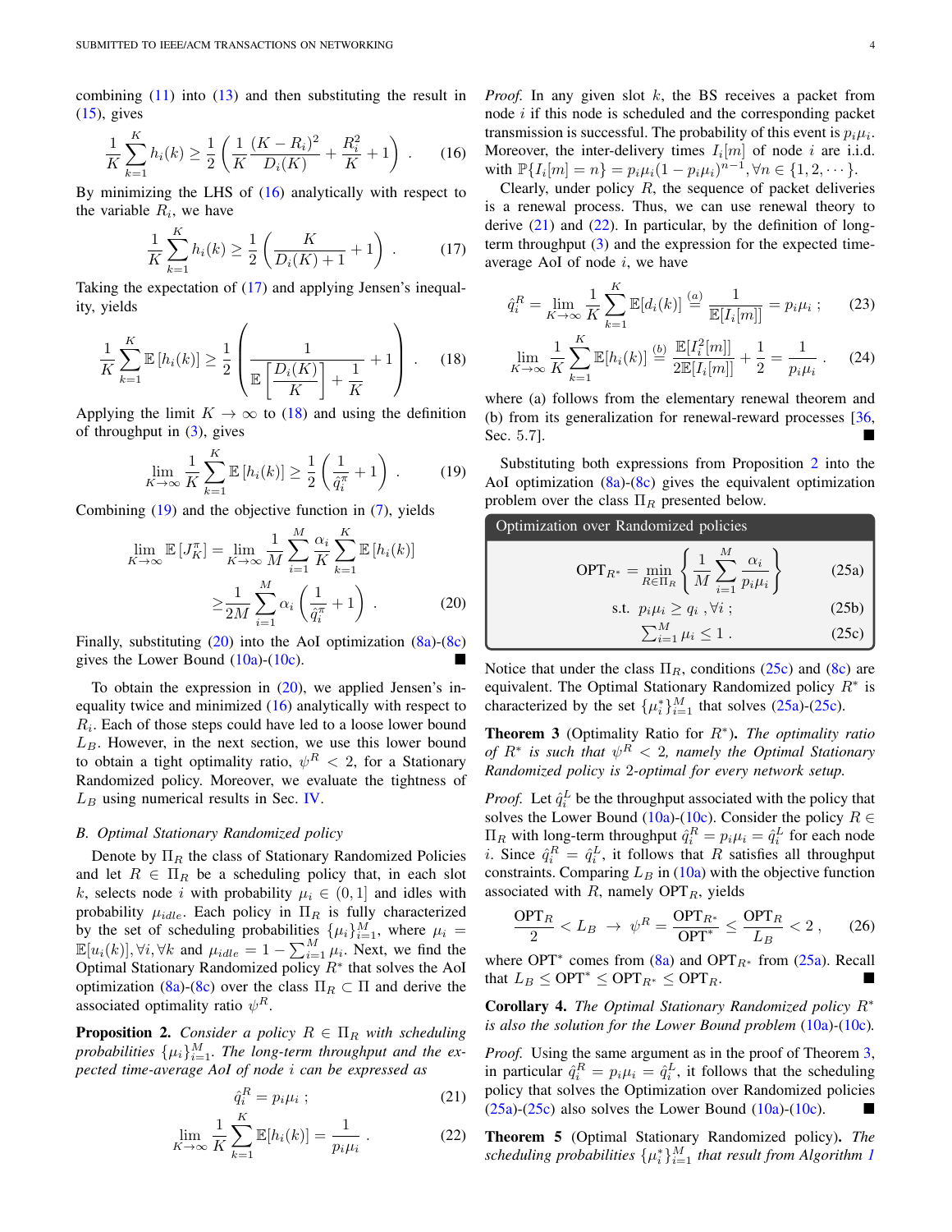combining (11) into (13) and then substituting the result in (15), gives

$$\frac{1}{K}\sum_{k=1}^{K} h_i(k) \geq \frac{1}{2}\left(\frac{1}{K}\frac{(K-R_i)^2}{D_i(K)} + \frac{R_i^2}{K} + 1\right) . \tag{16}$$

By minimizing the LHS of (16) analytically with respect to the variable $R_i$, we have

$$\frac{1}{K}\sum_{k=1}^{K} h_i(k) \geq \frac{1}{2}\left(\frac{K}{D_i(K)+1} + 1\right) . \tag{17}$$

Taking the expectation of (17) and applying Jensen's inequality, yields

$$\frac{1}{K}\sum_{k=1}^{K} \mathbb{E}\left[h_i(k)\right] \geq \frac{1}{2}\left(\frac{1}{\mathbb{E}\left[\frac{D_i(K)}{K}\right] + \frac{1}{K}} + 1\right) . \tag{18}$$

Applying the limit $K \rightarrow \infty$ to (18) and using the definition of throughput in (3), gives

$$\lim_{K\rightarrow\infty} \frac{1}{K}\sum_{k=1}^{K} \mathbb{E}\left[h_i(k)\right] \geq \frac{1}{2}\left(\frac{1}{\hat{q}_i^{\pi}} + 1\right) . \tag{19}$$

Combining (19) and the objective function in (7), yields

$$\begin{aligned}\lim_{K\rightarrow\infty} \mathbb{E}\left[J_K^{\pi}\right] &= \lim_{K\rightarrow\infty} \frac{1}{M}\sum_{i=1}^{M} \frac{\alpha_i}{K}\sum_{k=1}^{K} \mathbb{E}\left[h_i(k)\right] \\ &\geq \frac{1}{2M}\sum_{i=1}^{M} \alpha_i\left(\frac{1}{\hat{q}_i^{\pi}} + 1\right) . \end{aligned} \tag{20}$$

Finally, substituting (20) into the AoI optimization (8a)-(8c) gives the Lower Bound (10a)-(10c). ■

To obtain the expression in (20), we applied Jensen's inequality twice and minimized (16) analytically with respect to $R_i$. Each of those steps could have led to a loose lower bound $L_B$. However, in the next section, we use this lower bound to obtain a tight optimality ratio, $\psi^R < 2$, for a Stationary Randomized policy. Moreover, we evaluate the tightness of $L_B$ using numerical results in Sec. IV.

### B. Optimal Stationary Randomized policy

Denote by $\Pi_R$ the class of Stationary Randomized Policies and let $R \in \Pi_R$ be a scheduling policy that, in each slot $k$, selects node $i$ with probability $\mu_i \in (0,1]$ and idles with probability $\mu_{idle}$. Each policy in $\Pi_R$ is fully characterized by the set of scheduling probabilities $\{\mu_i\}_{i=1}^M$, where $\mu_i = \mathbb{E}[u_i(k)], \forall i, \forall k$ and $\mu_{idle} = 1 - \sum_{i=1}^M \mu_i$. Next, we find the Optimal Stationary Randomized policy $R^*$ that solves the AoI optimization (8a)-(8c) over the class $\Pi_R \subset \Pi$ and derive the associated optimality ratio $\psi^R$.

**Proposition 2.** *Consider a policy $R \in \Pi_R$ with scheduling probabilities $\{\mu_i\}_{i=1}^M$. The long-term throughput and the expected time-average AoI of node $i$ can be expressed as*

$$\hat{q}_i^R = p_i\mu_i \; ; \tag{21}$$

$$\lim_{K\rightarrow\infty} \frac{1}{K}\sum_{k=1}^{K} \mathbb{E}[h_i(k)] = \frac{1}{p_i\mu_i} . \tag{22}$$

*Proof.* In any given slot $k$, the BS receives a packet from node $i$ if this node is scheduled and the corresponding packet transmission is successful. The probability of this event is $p_i\mu_i$. Moreover, the inter-delivery times $I_i[m]$ of node $i$ are i.i.d. with $\mathbb{P}\{I_i[m] = n\} = p_i\mu_i(1-p_i\mu_i)^{n-1}, \forall n \in \{1,2,\cdots\}$.

Clearly, under policy $R$, the sequence of packet deliveries is a renewal process. Thus, we can use renewal theory to derive (21) and (22). In particular, by the definition of long-term throughput (3) and the expression for the expected time-average AoI of node $i$, we have

$$\hat{q}_i^R = \lim_{K\rightarrow\infty} \frac{1}{K}\sum_{k=1}^{K} \mathbb{E}[d_i(k)] \overset{(a)}{=} \frac{1}{\mathbb{E}[I_i[m]]} = p_i\mu_i \; ; \tag{23}$$

$$\lim_{K\rightarrow\infty} \frac{1}{K}\sum_{k=1}^{K} \mathbb{E}[h_i(k)] \overset{(b)}{=} \frac{\mathbb{E}[I_i^2[m]]}{2\mathbb{E}[I_i[m]]} + \frac{1}{2} = \frac{1}{p_i\mu_i} . \tag{24}$$

where (a) follows from the elementary renewal theorem and (b) from its generalization for renewal-reward processes [36, Sec. 5.7]. ■

Substituting both expressions from Proposition 2 into the AoI optimization (8a)-(8c) gives the equivalent optimization problem over the class $\Pi_R$ presented below.

**Optimization over Randomized policies**

$$\text{OPT}_{R^*} = \min_{R\in\Pi_R} \left\{\frac{1}{M}\sum_{i=1}^{M} \frac{\alpha_i}{p_i\mu_i}\right\} \tag{25a}$$

$$\text{s.t.} \;\; p_i\mu_i \geq q_i \; , \forall i \; ; \tag{25b}$$

$$\textstyle\sum_{i=1}^{M} \mu_i \leq 1 \; . \tag{25c}$$

Notice that under the class $\Pi_R$, conditions (25c) and (8c) are equivalent. The Optimal Stationary Randomized policy $R^*$ is characterized by the set $\{\mu_i^*\}_{i=1}^M$ that solves (25a)-(25c).

**Theorem 3** (Optimality Ratio for $R^*$)**.** *The optimality ratio of $R^*$ is such that $\psi^R < 2$, namely the Optimal Stationary Randomized policy is 2-optimal for every network setup.*

*Proof.* Let $\hat{q}_i^L$ be the throughput associated with the policy that solves the Lower Bound (10a)-(10c). Consider the policy $R \in \Pi_R$ with long-term throughput $\hat{q}_i^R = p_i\mu_i = \hat{q}_i^L$ for each node $i$. Since $\hat{q}_i^R = \hat{q}_i^L$, it follows that $R$ satisfies all throughput constraints. Comparing $L_B$ in (10a) with the objective function associated with $R$, namely $\text{OPT}_R$, yields

$$\frac{\text{OPT}_R}{2} < L_B \;\rightarrow\; \psi^R = \frac{\text{OPT}_{R^*}}{\text{OPT}^*} \leq \frac{\text{OPT}_R}{L_B} < 2 \, , \tag{26}$$

where $\text{OPT}^*$ comes from (8a) and $\text{OPT}_{R^*}$ from (25a). Recall that $L_B \leq \text{OPT}^* \leq \text{OPT}_{R^*} \leq \text{OPT}_R$. ■

**Corollary 4.** *The Optimal Stationary Randomized policy $R^*$ is also the solution for the Lower Bound problem (10a)-(10c).*

*Proof.* Using the same argument as in the proof of Theorem 3, in particular $\hat{q}_i^R = p_i\mu_i = \hat{q}_i^L$, it follows that the scheduling policy that solves the Optimization over Randomized policies (25a)-(25c) also solves the Lower Bound (10a)-(10c). ■

**Theorem 5** (Optimal Stationary Randomized policy)**.** *The scheduling probabilities $\{\mu_i^*\}_{i=1}^M$ that result from Algorithm 1*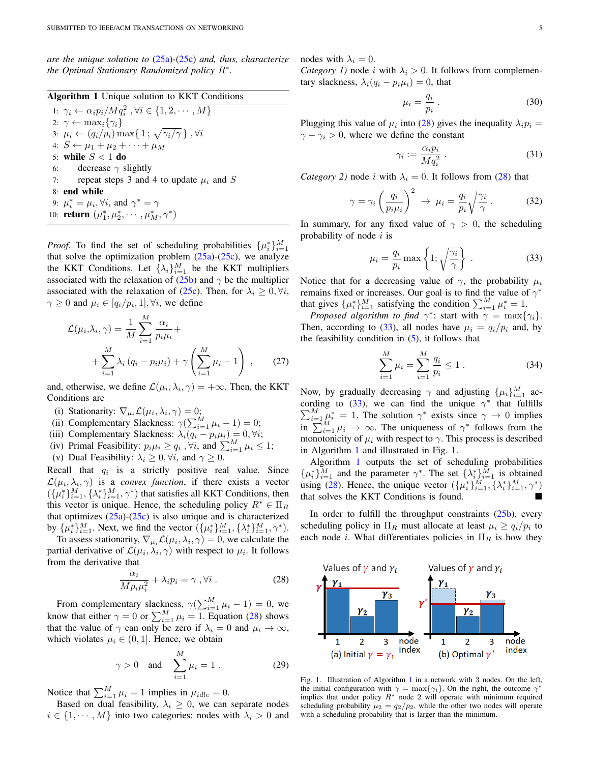*are the unique solution to (25a)-(25c) and, thus, characterize the Optimal Stationary Randomized policy $R^*$.*

**Algorithm 1** Unique solution to KKT Conditions

1: $\gamma_i \leftarrow \alpha_i p_i / M q_i^2$ , $\forall i \in \{1, 2, \cdots, M\}$
2: $\gamma \leftarrow \max_i\{\gamma_i\}$
3: $\mu_i \leftarrow (q_i/p_i) \max\{1 ; \sqrt{\gamma_i/\gamma}\}$ , $\forall i$
4: $S \leftarrow \mu_1 + \mu_2 + \cdots + \mu_M$
5: **while** $S < 1$ **do**
6: decrease $\gamma$ slightly
7: repeat steps 3 and 4 to update $\mu_i$ and $S$
8: **end while**
9: $\mu_i^* = \mu_i, \forall i$, and $\gamma^* = \gamma$
10: **return** $(\mu_1^*, \mu_2^*, \cdots, \mu_M^*, \gamma^*)$

*Proof.* To find the set of scheduling probabilities $\{\mu_i^*\}_{i=1}^M$ that solve the optimization problem (25a)-(25c), we analyze the KKT Conditions. Let $\{\lambda_i\}_{i=1}^M$ be the KKT multipliers associated with the relaxation of (25b) and $\gamma$ be the multiplier associated with the relaxation of (25c). Then, for $\lambda_i \geq 0, \forall i$, $\gamma \geq 0$ and $\mu_i \in [q_i/p_i, 1], \forall i$, we define

$$\mathcal{L}(\mu_i,\lambda_i,\gamma) = \frac{1}{M}\sum_{i=1}^{M}\frac{\alpha_i}{p_i\mu_i} + \sum_{i=1}^{M}\lambda_i\left(q_i - p_i\mu_i\right) + \gamma\left(\sum_{i=1}^{M}\mu_i - 1\right) , \quad (27)$$

and, otherwise, we define $\mathcal{L}(\mu_i, \lambda_i, \gamma) = +\infty$. Then, the KKT Conditions are

(i) Stationarity: $\nabla_{\mu_i}\mathcal{L}(\mu_i, \lambda_i, \gamma) = 0$;
(ii) Complementary Slackness: $\gamma(\sum_{i=1}^M \mu_i - 1) = 0$;
(iii) Complementary Slackness: $\lambda_i(q_i - p_i\mu_i) = 0, \forall i$;
(iv) Primal Feasibility: $p_i\mu_i \geq q_i$ , $\forall i$, and $\sum_{i=1}^M \mu_i \leq 1$;
(v) Dual Feasibility: $\lambda_i \geq 0, \forall i$, and $\gamma \geq 0$.

Recall that $q_i$ is a strictly positive real value. Since $\mathcal{L}(\mu_i, \lambda_i, \gamma)$ is a *convex function*, if there exists a vector $(\{\mu_i^*\}_{i=1}^M, \{\lambda_i^*\}_{i=1}^M, \gamma^*)$ that satisfies all KKT Conditions, then this vector is unique. Hence, the scheduling policy $R^* \in \Pi_R$ that optimizes (25a)-(25c) is also unique and is characterized by $\{\mu_i^*\}_{i=1}^M$. Next, we find the vector $(\{\mu_i^*\}_{i=1}^M, \{\lambda_i^*\}_{i=1}^M, \gamma^*)$.

To assess stationarity, $\nabla_{\mu_i}\mathcal{L}(\mu_i, \lambda_i, \gamma) = 0$, we calculate the partial derivative of $\mathcal{L}(\mu_i, \lambda_i, \gamma)$ with respect to $\mu_i$. It follows from the derivative that

$$\frac{\alpha_i}{Mp_i\mu_i^2} + \lambda_i p_i = \gamma \;, \forall i \;. \quad (28)$$

From complementary slackness, $\gamma(\sum_{i=1}^M \mu_i - 1) = 0$, we know that either $\gamma = 0$ or $\sum_{i=1}^M \mu_i = 1$. Equation (28) shows that the value of $\gamma$ can only be zero if $\lambda_i = 0$ and $\mu_i \to \infty$, which violates $\mu_i \in (0, 1]$. Hence, we obtain

$$\gamma > 0 \quad \text{and} \quad \sum_{i=1}^{M}\mu_i = 1 \;. \quad (29)$$

Notice that $\sum_{i=1}^M \mu_i = 1$ implies in $\mu_{idle} = 0$.

Based on dual feasibility, $\lambda_i \geq 0$, we can separate nodes $i \in \{1, \cdots, M\}$ into two categories: nodes with $\lambda_i > 0$ and nodes with $\lambda_i = 0$.

*Category 1)* node $i$ with $\lambda_i > 0$. It follows from complementary slackness, $\lambda_i(q_i - p_i\mu_i) = 0$, that

$$\mu_i = \frac{q_i}{p_i} \;. \quad (30)$$

Plugging this value of $\mu_i$ into (28) gives the inequality $\lambda_i p_i = \gamma - \gamma_i > 0$, where we define the constant

$$\gamma_i := \frac{\alpha_i p_i}{Mq_i^2} \;. \quad (31)$$

*Category 2)* node $i$ with $\lambda_i = 0$. It follows from (28) that

$$\gamma = \gamma_i\left(\frac{q_i}{p_i\mu_i}\right)^2 \;\rightarrow\; \mu_i = \frac{q_i}{p_i}\sqrt{\frac{\gamma_i}{\gamma}} \;. \quad (32)$$

In summary, for any fixed value of $\gamma > 0$, the scheduling probability of node $i$ is

$$\mu_i = \frac{q_i}{p_i}\max\left\{1; \sqrt{\frac{\gamma_i}{\gamma}}\right\} \;. \quad (33)$$

Notice that for a decreasing value of $\gamma$, the probability $\mu_i$ remains fixed or increases. Our goal is to find the value of $\gamma^*$ that gives $\{\mu_i^*\}_{i=1}^M$ satisfying the condition $\sum_{i=1}^M \mu_i^* = 1$.

*Proposed algorithm to find* $\gamma^*$: start with $\gamma = \max\{\gamma_i\}$. Then, according to (33), all nodes have $\mu_i = q_i/p_i$ and, by the feasibility condition in (5), it follows that

$$\sum_{i=1}^{M}\mu_i = \sum_{i=1}^{M}\frac{q_i}{p_i} \leq 1 \;. \quad (34)$$

Now, by gradually decreasing $\gamma$ and adjusting $\{\mu_i\}_{i=1}^M$ according to (33), we can find the unique $\gamma^*$ that fulfills $\sum_{i=1}^M \mu_i^* = 1$. The solution $\gamma^*$ exists since $\gamma \to 0$ implies in $\sum_{i=1}^M \mu_i \to \infty$. The uniqueness of $\gamma^*$ follows from the monotonicity of $\mu_i$ with respect to $\gamma$. This process is described in Algorithm 1 and illustrated in Fig. 1.

Algorithm 1 outputs the set of scheduling probabilities $\{\mu_i^*\}_{i=1}^M$ and the parameter $\gamma^*$. The set $\{\lambda_i^*\}_{i=1}^M$ is obtained using (28). Hence, the unique vector $(\{\mu_i^*\}_{i=1}^M, \{\lambda_i^*\}_{i=1}^M, \gamma^*)$ that solves the KKT Conditions is found. ∎

In order to fulfill the throughput constraints (25b), every scheduling policy in $\Pi_R$ must allocate at least $\mu_i \geq q_i/p_i$ to each node $i$. What differentiates policies in $\Pi_R$ is how they

Fig. 1. Illustration of Algorithm 1 in a network with 3 nodes. On the left, the initial configuration with $\gamma = \max\{\gamma_i\}$. On the right, the outcome $\gamma^*$ implies that under policy $R^*$ node 2 will operate with minimum required scheduling probability $\mu_2 = q_2/p_2$, while the other two nodes will operate with a scheduling probability that is larger than the minimum.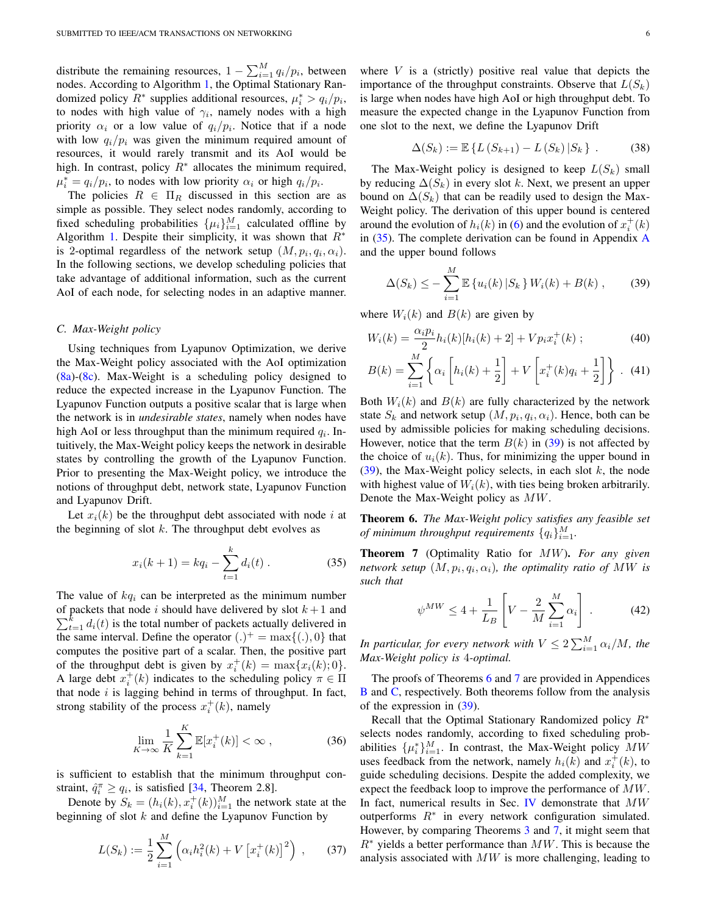distribute the remaining resources, $1 - \sum_{i=1}^{M} q_i/p_i$, between nodes. According to Algorithm 1, the Optimal Stationary Randomized policy $R^*$ supplies additional resources, $\mu_i^* > q_i/p_i$, to nodes with high value of $\gamma_i$, namely nodes with a high priority $\alpha_i$ or a low value of $q_i/p_i$. Notice that if a node with low $q_i/p_i$ was given the minimum required amount of resources, it would rarely transmit and its AoI would be high. In contrast, policy $R^*$ allocates the minimum required, $\mu_i^* = q_i/p_i$, to nodes with low priority $\alpha_i$ or high $q_i/p_i$.

The policies $R \in \Pi_R$ discussed in this section are as simple as possible. They select nodes randomly, according to fixed scheduling probabilities $\{\mu_i\}_{i=1}^M$ calculated offline by Algorithm 1. Despite their simplicity, it was shown that $R^*$ is 2-optimal regardless of the network setup $(M, p_i, q_i, \alpha_i)$. In the following sections, we develop scheduling policies that take advantage of additional information, such as the current AoI of each node, for selecting nodes in an adaptive manner.

### C. Max-Weight policy

Using techniques from Lyapunov Optimization, we derive the Max-Weight policy associated with the AoI optimization (8a)-(8c). Max-Weight is a scheduling policy designed to reduce the expected increase in the Lyapunov Function. The Lyapunov Function outputs a positive scalar that is large when the network is in *undesirable states*, namely when nodes have high AoI or less throughput than the minimum required $q_i$. Intuitively, the Max-Weight policy keeps the network in desirable states by controlling the growth of the Lyapunov Function. Prior to presenting the Max-Weight policy, we introduce the notions of throughput debt, network state, Lyapunov Function and Lyapunov Drift.

Let $x_i(k)$ be the throughput debt associated with node $i$ at the beginning of slot $k$. The throughput debt evolves as

$$x_i(k+1) = kq_i - \sum_{t=1}^{k} d_i(t) \; . \tag{35}$$

The value of $kq_i$ can be interpreted as the minimum number of packets that node $i$ should have delivered by slot $k+1$ and $\sum_{t=1}^{k} d_i(t)$ is the total number of packets actually delivered in the same interval. Define the operator $(.)^+ = \max\{(.), 0\}$ that computes the positive part of a scalar. Then, the positive part of the throughput debt is given by $x_i^+(k) = \max\{x_i(k); 0\}$. A large debt $x_i^+(k)$ indicates to the scheduling policy $\pi \in \Pi$ that node $i$ is lagging behind in terms of throughput. In fact, strong stability of the process $x_i^+(k)$, namely

$$\lim_{K\to\infty} \frac{1}{K} \sum_{k=1}^{K} \mathbb{E}[x_i^+(k)] < \infty \; , \tag{36}$$

is sufficient to establish that the minimum throughput constraint, $\hat{q}_i^\pi \geq q_i$, is satisfied [34, Theorem 2.8].

Denote by $S_k = (h_i(k), x_i^+(k))_{i=1}^M$ the network state at the beginning of slot $k$ and define the Lyapunov Function by

$$L(S_k) := \frac{1}{2} \sum_{i=1}^{M} \left( \alpha_i h_i^2(k) + V \left[ x_i^+(k) \right]^2 \right) \; , \tag{37}$$

where $V$ is a (strictly) positive real value that depicts the importance of the throughput constraints. Observe that $L(S_k)$ is large when nodes have high AoI or high throughput debt. To measure the expected change in the Lyapunov Function from one slot to the next, we define the Lyapunov Drift

$$\Delta(S_k) := \mathbb{E}\left\{ L\left(S_{k+1}\right) - L\left(S_k\right) | S_k \right\} \; . \tag{38}$$

The Max-Weight policy is designed to keep $L(S_k)$ small by reducing $\Delta(S_k)$ in every slot $k$. Next, we present an upper bound on $\Delta(S_k)$ that can be readily used to design the Max-Weight policy. The derivation of this upper bound is centered around the evolution of $h_i(k)$ in (6) and the evolution of $x_i^+(k)$ in (35). The complete derivation can be found in Appendix A and the upper bound follows

$$\Delta(S_k) \leq -\sum_{i=1}^{M} \mathbb{E}\left\{ u_i(k) | S_k \right\} W_i(k) + B(k) \; , \tag{39}$$

where $W_i(k)$ and $B(k)$ are given by

$$W_i(k) = \frac{\alpha_i p_i}{2} h_i(k)[h_i(k)+2] + V p_i x_i^+(k) \; ; \tag{40}$$

$$B(k) = \sum_{i=1}^{M} \left\{ \alpha_i \left[ h_i(k) + \frac{1}{2} \right] + V \left[ x_i^+(k) q_i + \frac{1}{2} \right] \right\} \; . \tag{41}$$

Both $W_i(k)$ and $B(k)$ are fully characterized by the network state $S_k$ and network setup $(M, p_i, q_i, \alpha_i)$. Hence, both can be used by admissible policies for making scheduling decisions. However, notice that the term $B(k)$ in (39) is not affected by the choice of $u_i(k)$. Thus, for minimizing the upper bound in (39), the Max-Weight policy selects, in each slot $k$, the node with highest value of $W_i(k)$, with ties being broken arbitrarily. Denote the Max-Weight policy as $MW$.

**Theorem 6.** *The Max-Weight policy satisfies any feasible set of minimum throughput requirements* $\{q_i\}_{i=1}^M$.

**Theorem 7** (Optimality Ratio for $MW$)**.** *For any given network setup* $(M, p_i, q_i, \alpha_i)$*, the optimality ratio of* $MW$ *is such that*

$$\psi^{MW} \leq 4 + \frac{1}{L_B} \left[ V - \frac{2}{M} \sum_{i=1}^{M} \alpha_i \right] \; . \tag{42}$$

*In particular, for every network with* $V \leq 2\sum_{i=1}^{M} \alpha_i / M$*, the Max-Weight policy is 4-optimal.*

The proofs of Theorems 6 and 7 are provided in Appendices B and C, respectively. Both theorems follow from the analysis of the expression in (39).

Recall that the Optimal Stationary Randomized policy $R^*$ selects nodes randomly, according to fixed scheduling probabilities $\{\mu_i^*\}_{i=1}^M$. In contrast, the Max-Weight policy $MW$ uses feedback from the network, namely $h_i(k)$ and $x_i^+(k)$, to guide scheduling decisions. Despite the added complexity, we expect the feedback loop to improve the performance of $MW$. In fact, numerical results in Sec. IV demonstrate that $MW$ outperforms $R^*$ in every network configuration simulated. However, by comparing Theorems 3 and 7, it might seem that $R^*$ yields a better performance than $MW$. This is because the analysis associated with $MW$ is more challenging, leading to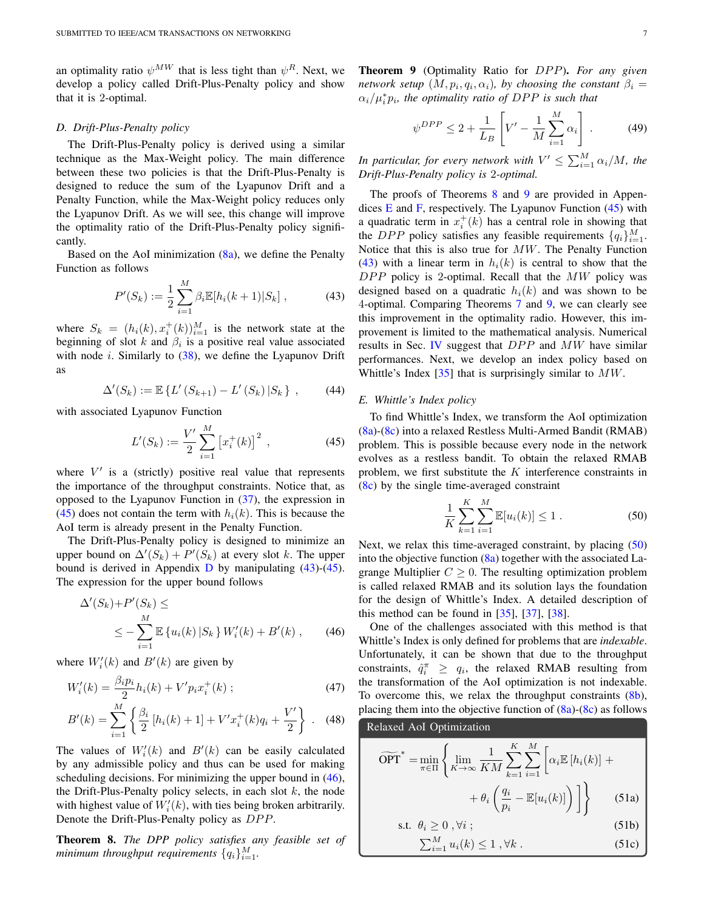an optimality ratio $\psi^{MW}$ that is less tight than $\psi^{R}$. Next, we develop a policy called Drift-Plus-Penalty policy and show that it is 2-optimal.

### D. Drift-Plus-Penalty policy

The Drift-Plus-Penalty policy is derived using a similar technique as the Max-Weight policy. The main difference between these two policies is that the Drift-Plus-Penalty is designed to reduce the sum of the Lyapunov Drift and a Penalty Function, while the Max-Weight policy reduces only the Lyapunov Drift. As we will see, this change will improve the optimality ratio of the Drift-Plus-Penalty policy significantly.

Based on the AoI minimization (8a), we define the Penalty Function as follows

$$P'(S_k) := \frac{1}{2}\sum_{i=1}^{M} \beta_i \mathbb{E}[h_i(k+1)|S_k] \; , \tag{43}$$

where $S_k = (h_i(k), x_i^+(k))_{i=1}^M$ is the network state at the beginning of slot $k$ and $\beta_i$ is a positive real value associated with node $i$. Similarly to (38), we define the Lyapunov Drift as

$$\Delta'(S_k) := \mathbb{E}\left\{L'\left(S_{k+1}\right) - L'\left(S_k\right)|S_k\right\} \; , \tag{44}$$

with associated Lyapunov Function

$$L'(S_k) := \frac{V'}{2}\sum_{i=1}^{M}\left[x_i^+(k)\right]^2 \; , \tag{45}$$

where $V'$ is a (strictly) positive real value that represents the importance of the throughput constraints. Notice that, as opposed to the Lyapunov Function in (37), the expression in (45) does not contain the term with $h_i(k)$. This is because the AoI term is already present in the Penalty Function.

The Drift-Plus-Penalty policy is designed to minimize an upper bound on $\Delta'(S_k) + P'(S_k)$ at every slot $k$. The upper bound is derived in Appendix D by manipulating (43)-(45). The expression for the upper bound follows

$$\begin{aligned}\Delta'(S_k)+&P'(S_k) \leq \\ &\leq -\sum_{i=1}^{M}\mathbb{E}\left\{u_i(k)\,|S_k\right\}W_i'(k) + B'(k) \; ,\end{aligned} \tag{46}$$

where $W_i'(k)$ and $B'(k)$ are given by

$$W_i'(k) = \frac{\beta_i p_i}{2}h_i(k) + V' p_i x_i^+(k) \; ; \tag{47}$$

$$B'(k) = \sum_{i=1}^{M}\left\{\frac{\beta_i}{2}\left[h_i(k)+1\right] + V' x_i^+(k) q_i + \frac{V'}{2}\right\} \; . \tag{48}$$

The values of $W_i'(k)$ and $B'(k)$ can be easily calculated by any admissible policy and thus can be used for making scheduling decisions. For minimizing the upper bound in (46), the Drift-Plus-Penalty policy selects, in each slot $k$, the node with highest value of $W_i'(k)$, with ties being broken arbitrarily. Denote the Drift-Plus-Penalty policy as $DPP$.

**Theorem 8.** *The $DPP$ policy satisfies any feasible set of minimum throughput requirements $\{q_i\}_{i=1}^M$.*

**Theorem 9** (Optimality Ratio for $DPP$)**.** *For any given network setup $(M, p_i, q_i, \alpha_i)$, by choosing the constant $\beta_i = \alpha_i/\mu_i^* p_i$, the optimality ratio of $DPP$ is such that*

$$\psi^{DPP} \leq 2 + \frac{1}{L_B}\left[V' - \frac{1}{M}\sum_{i=1}^{M}\alpha_i\right] \; . \tag{49}$$

*In particular, for every network with $V' \leq \sum_{i=1}^{M}\alpha_i/M$, the Drift-Plus-Penalty policy is 2-optimal.*

The proofs of Theorems 8 and 9 are provided in Appendices E and F, respectively. The Lyapunov Function (45) with a quadratic term in $x_i^+(k)$ has a central role in showing that the $DPP$ policy satisfies any feasible requirements $\{q_i\}_{i=1}^M$. Notice that this is also true for $MW$. The Penalty Function (43) with a linear term in $h_i(k)$ is central to show that the $DPP$ policy is 2-optimal. Recall that the $MW$ policy was designed based on a quadratic $h_i(k)$ and was shown to be 4-optimal. Comparing Theorems 7 and 9, we can clearly see this improvement in the optimality radio. However, this improvement is limited to the mathematical analysis. Numerical results in Sec. IV suggest that $DPP$ and $MW$ have similar performances. Next, we develop an index policy based on Whittle's Index [35] that is surprisingly similar to $MW$.

### E. Whittle's Index policy

To find Whittle's Index, we transform the AoI optimization (8a)-(8c) into a relaxed Restless Multi-Armed Bandit (RMAB) problem. This is possible because every node in the network evolves as a restless bandit. To obtain the relaxed RMAB problem, we first substitute the $K$ interference constraints in (8c) by the single time-averaged constraint

$$\frac{1}{K}\sum_{k=1}^{K}\sum_{i=1}^{M}\mathbb{E}[u_i(k)] \leq 1 \; . \tag{50}$$

Next, we relax this time-averaged constraint, by placing (50) into the objective function (8a) together with the associated Lagrange Multiplier $C \geq 0$. The resulting optimization problem is called relaxed RMAB and its solution lays the foundation for the design of Whittle's Index. A detailed description of this method can be found in [35], [37], [38].

One of the challenges associated with this method is that Whittle's Index is only defined for problems that are *indexable*. Unfortunately, it can be shown that due to the throughput constraints, $\hat{q}_i^\pi \geq q_i$, the relaxed RMAB resulting from the transformation of the AoI optimization is not indexable. To overcome this, we relax the throughput constraints (8b), placing them into the objective function of (8a)-(8c) as follows

**Relaxed AoI Optimization**

$$\widetilde{\text{OPT}}^* = \min_{\pi\in\Pi}\left\{\lim_{K\to\infty}\frac{1}{KM}\sum_{k=1}^{K}\sum_{i=1}^{M}\left[\alpha_i\mathbb{E}\left[h_i(k)\right] + \right.\right.$$
$$\left.\left. + \theta_i\left(\frac{q_i}{p_i} - \mathbb{E}[u_i(k)]\right)\right]\right\} \tag{51a}$$

$$\text{s.t.} \;\; \theta_i \geq 0 \; , \forall i \; ; \tag{51b}$$

$$\textstyle\sum_{i=1}^{M} u_i(k) \leq 1 \; , \forall k \; . \tag{51c}$$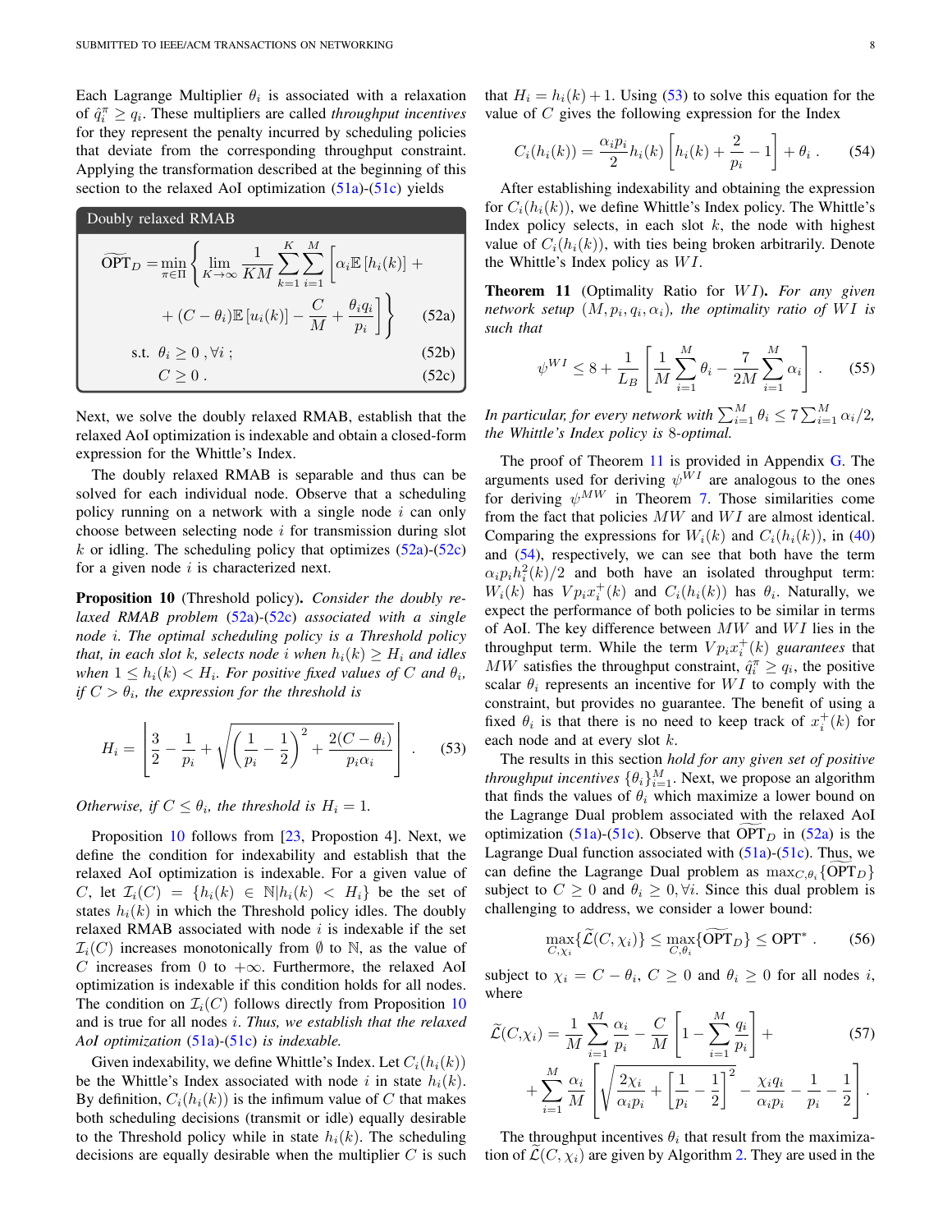Each Lagrange Multiplier $\theta_i$ is associated with a relaxation of $\hat{q}_i^\pi \geq q_i$. These multipliers are called *throughput incentives* for they represent the penalty incurred by scheduling policies that deviate from the corresponding throughput constraint. Applying the transformation described at the beginning of this section to the relaxed AoI optimization (51a)-(51c) yields

**Doubly relaxed RMAB**

$$\widetilde{\text{OPT}}_D = \min_{\pi \in \Pi} \left\{ \lim_{K\to\infty} \frac{1}{KM} \sum_{k=1}^{K} \sum_{i=1}^{M} \left[ \alpha_i \mathbb{E}\left[h_i(k)\right] + \right.\right.$$

$$\left.\left. + (C - \theta_i)\mathbb{E}\left[u_i(k)\right] - \frac{C}{M} + \frac{\theta_i q_i}{p_i} \right] \right\} \tag{52a}$$

$$\text{s.t. } \theta_i \geq 0 \, , \forall i \, ; \tag{52b}$$

$$C \geq 0 \, . \tag{52c}$$

Next, we solve the doubly relaxed RMAB, establish that the relaxed AoI optimization is indexable and obtain a closed-form expression for the Whittle's Index.

The doubly relaxed RMAB is separable and thus can be solved for each individual node. Observe that a scheduling policy running on a network with a single node $i$ can only choose between selecting node $i$ for transmission during slot $k$ or idling. The scheduling policy that optimizes (52a)-(52c) for a given node $i$ is characterized next.

**Proposition 10** (Threshold policy)**.** *Consider the doubly relaxed RMAB problem (52a)-(52c) associated with a single node $i$. The optimal scheduling policy is a Threshold policy that, in each slot $k$, selects node $i$ when $h_i(k) \geq H_i$ and idles when $1 \leq h_i(k) < H_i$. For positive fixed values of $C$ and $\theta_i$, if $C > \theta_i$, the expression for the threshold is*

$$H_i = \left\lfloor \frac{3}{2} - \frac{1}{p_i} + \sqrt{\left(\frac{1}{p_i} - \frac{1}{2}\right)^2 + \frac{2(C-\theta_i)}{p_i \alpha_i}} \right\rfloor \, . \tag{53}$$

*Otherwise, if $C \leq \theta_i$, the threshold is $H_i = 1$.*

Proposition 10 follows from [23, Propostion 4]. Next, we define the condition for indexability and establish that the relaxed AoI optimization is indexable. For a given value of $C$, let $\mathcal{I}_i(C) = \{h_i(k) \in \mathbb{N} | h_i(k) < H_i\}$ be the set of states $h_i(k)$ in which the Threshold policy idles. The doubly relaxed RMAB associated with node $i$ is indexable if the set $\mathcal{I}_i(C)$ increases monotonically from $\emptyset$ to $\mathbb{N}$, as the value of $C$ increases from $0$ to $+\infty$. Furthermore, the relaxed AoI optimization is indexable if this condition holds for all nodes. The condition on $\mathcal{I}_i(C)$ follows directly from Proposition 10 and is true for all nodes $i$. *Thus, we establish that the relaxed AoI optimization (51a)-(51c) is indexable.*

Given indexability, we define Whittle's Index. Let $C_i(h_i(k))$ be the Whittle's Index associated with node $i$ in state $h_i(k)$. By definition, $C_i(h_i(k))$ is the infimum value of $C$ that makes both scheduling decisions (transmit or idle) equally desirable to the Threshold policy while in state $h_i(k)$. The scheduling decisions are equally desirable when the multiplier $C$ is such that $H_i = h_i(k) + 1$. Using (53) to solve this equation for the value of $C$ gives the following expression for the Index

$$C_i(h_i(k)) = \frac{\alpha_i p_i}{2} h_i(k) \left[ h_i(k) + \frac{2}{p_i} - 1 \right] + \theta_i \, . \tag{54}$$

After establishing indexability and obtaining the expression for $C_i(h_i(k))$, we define Whittle's Index policy. The Whittle's Index policy selects, in each slot $k$, the node with highest value of $C_i(h_i(k))$, with ties being broken arbitrarily. Denote the Whittle's Index policy as $WI$.

**Theorem 11** (Optimality Ratio for $WI$)**.** *For any given network setup $(M, p_i, q_i, \alpha_i)$, the optimality ratio of $WI$ is such that*

$$\psi^{WI} \leq 8 + \frac{1}{L_B} \left[ \frac{1}{M} \sum_{i=1}^{M} \theta_i - \frac{7}{2M} \sum_{i=1}^{M} \alpha_i \right] \, . \tag{55}$$

*In particular, for every network with $\sum_{i=1}^{M} \theta_i \leq 7 \sum_{i=1}^{M} \alpha_i / 2$, the Whittle's Index policy is 8-optimal.*

The proof of Theorem 11 is provided in Appendix G. The arguments used for deriving $\psi^{WI}$ are analogous to the ones for deriving $\psi^{MW}$ in Theorem 7. Those similarities come from the fact that policies $MW$ and $WI$ are almost identical. Comparing the expressions for $W_i(k)$ and $C_i(h_i(k))$, in (40) and (54), respectively, we can see that both have the term $\alpha_i p_i h_i^2(k)/2$ and both have an isolated throughput term: $W_i(k)$ has $V p_i x_i^+(k)$ and $C_i(h_i(k))$ has $\theta_i$. Naturally, we expect the performance of both policies to be similar in terms of AoI. The key difference between $MW$ and $WI$ lies in the throughput term. While the term $V p_i x_i^+(k)$ *guarantees* that $MW$ satisfies the throughput constraint, $\hat{q}_i^\pi \geq q_i$, the positive scalar $\theta_i$ represents an incentive for $WI$ to comply with the constraint, but provides no guarantee. The benefit of using a fixed $\theta_i$ is that there is no need to keep track of $x_i^+(k)$ for each node and at every slot $k$.

The results in this section *hold for any given set of positive throughput incentives* $\{\theta_i\}_{i=1}^M$. Next, we propose an algorithm that finds the values of $\theta_i$ which maximize a lower bound on the Lagrange Dual problem associated with the relaxed AoI optimization (51a)-(51c). Observe that $\widetilde{\text{OPT}}_D$ in (52a) is the Lagrange Dual function associated with (51a)-(51c). Thus, we can define the Lagrange Dual problem as $\max_{C,\theta_i} \{\widetilde{\text{OPT}}_D\}$ subject to $C \geq 0$ and $\theta_i \geq 0, \forall i$. Since this dual problem is challenging to address, we consider a lower bound:

$$\max_{C,\chi_i} \{\widetilde{\mathcal{L}}(C, \chi_i)\} \leq \max_{C,\theta_i} \{\widetilde{\text{OPT}}_D\} \leq \text{OPT}^* \, . \tag{56}$$

subject to $\chi_i = C - \theta_i$, $C \geq 0$ and $\theta_i \geq 0$ for all nodes $i$, where

$$\widetilde{\mathcal{L}}(C,\chi_i) = \frac{1}{M} \sum_{i=1}^{M} \frac{\alpha_i}{p_i} - \frac{C}{M} \left[ 1 - \sum_{i=1}^{M} \frac{q_i}{p_i} \right] + \tag{57}$$

$$+ \sum_{i=1}^{M} \frac{\alpha_i}{M} \left[ \sqrt{\frac{2\chi_i}{\alpha_i p_i} + \left[\frac{1}{p_i} - \frac{1}{2}\right]^2} - \frac{\chi_i q_i}{\alpha_i p_i} - \frac{1}{p_i} - \frac{1}{2} \right] .$$

The throughput incentives $\theta_i$ that result from the maximization of $\widetilde{\mathcal{L}}(C, \chi_i)$ are given by Algorithm 2. They are used in the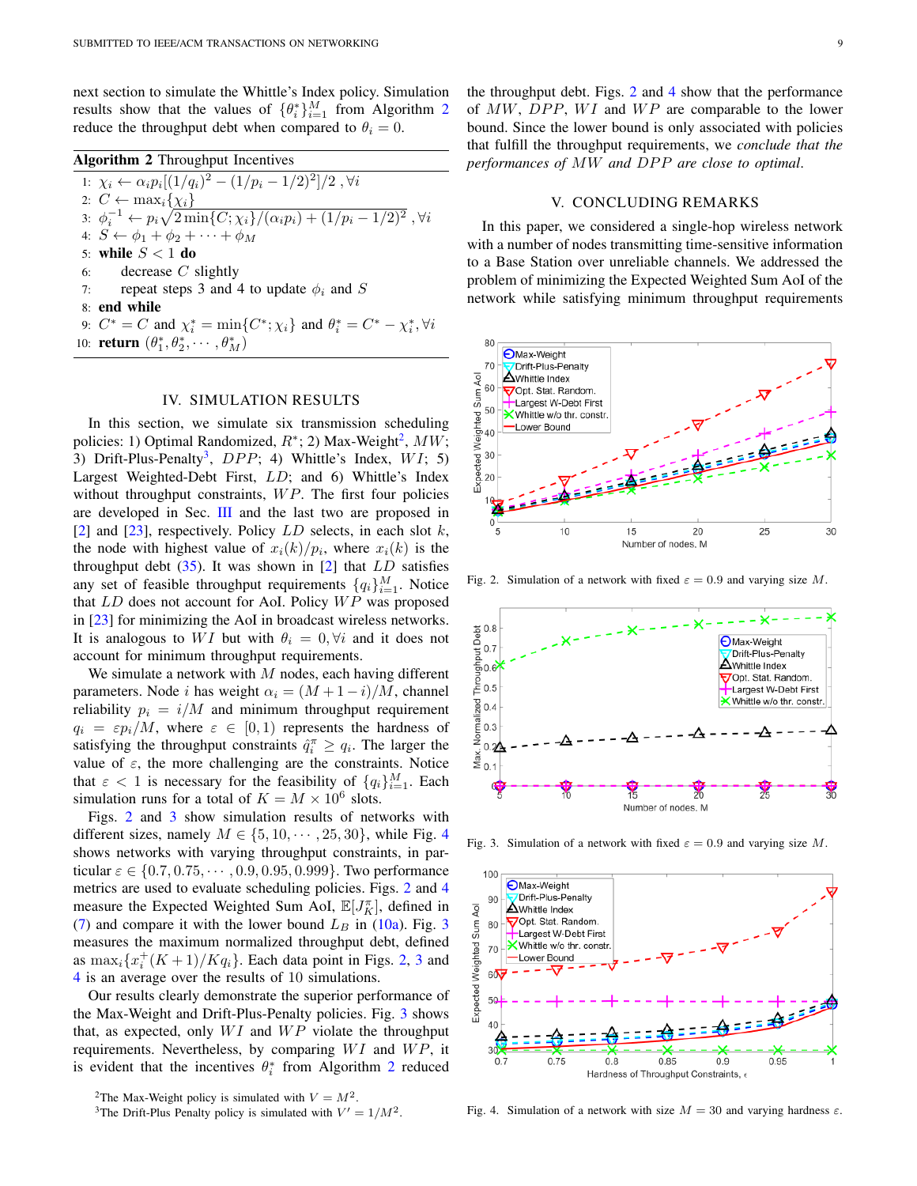next section to simulate the Whittle's Index policy. Simulation results show that the values of $\{\theta_i^*\}_{i=1}^M$ from Algorithm 2 reduce the throughput debt when compared to $\theta_i = 0$.

**Algorithm 2** Throughput Incentives

1: $\chi_i \leftarrow \alpha_i p_i [(1/q_i)^2 - (1/p_i - 1/2)^2]/2$ , $\forall i$
2: $C \leftarrow \max_i \{\chi_i\}$
3: $\phi_i^{-1} \leftarrow p_i \sqrt{2 \min\{C; \chi_i\}/(\alpha_i p_i) + (1/p_i - 1/2)^2}$ , $\forall i$
4: $S \leftarrow \phi_1 + \phi_2 + \cdots + \phi_M$
5: **while** $S < 1$ **do**
6: decrease $C$ slightly
7: repeat steps 3 and 4 to update $\phi_i$ and $S$
8: **end while**
9: $C^* = C$ and $\chi_i^* = \min\{C^*; \chi_i\}$ and $\theta_i^* = C^* - \chi_i^*, \forall i$
10: **return** $(\theta_1^*, \theta_2^*, \cdots, \theta_M^*)$

## IV. SIMULATION RESULTS

In this section, we simulate six transmission scheduling policies: 1) Optimal Randomized, $R^*$; 2) Max-Weight[2], $MW$; 3) Drift-Plus-Penalty[3], $DPP$; 4) Whittle's Index, $WI$; 5) Largest Weighted-Debt First, $LD$; and 6) Whittle's Index without throughput constraints, $WP$. The first four policies are developed in Sec. III and the last two are proposed in [2] and [23], respectively. Policy $LD$ selects, in each slot $k$, the node with highest value of $x_i(k)/p_i$, where $x_i(k)$ is the throughput debt (35). It was shown in [2] that $LD$ satisfies any set of feasible throughput requirements $\{q_i\}_{i=1}^M$. Notice that $LD$ does not account for AoI. Policy $WP$ was proposed in [23] for minimizing the AoI in broadcast wireless networks. It is analogous to $WI$ but with $\theta_i = 0, \forall i$ and it does not account for minimum throughput requirements.

We simulate a network with $M$ nodes, each having different parameters. Node $i$ has weight $\alpha_i = (M+1-i)/M$, channel reliability $p_i = i/M$ and minimum throughput requirement $q_i = \varepsilon p_i/M$, where $\varepsilon \in [0, 1)$ represents the hardness of satisfying the throughput constraints $\hat{q}_i^\pi \geq q_i$. The larger the value of $\varepsilon$, the more challenging are the constraints. Notice that $\varepsilon < 1$ is necessary for the feasibility of $\{q_i\}_{i=1}^M$. Each simulation runs for a total of $K = M \times 10^6$ slots.

Figs. 2 and 3 show simulation results of networks with different sizes, namely $M \in \{5, 10, \cdots, 25, 30\}$, while Fig. 4 shows networks with varying throughput constraints, in particular $\varepsilon \in \{0.7, 0.75, \cdots, 0.9, 0.95, 0.999\}$. Two performance metrics are used to evaluate scheduling policies. Figs. 2 and 4 measure the Expected Weighted Sum AoI, $\mathbb{E}[J_K^\pi]$, defined in (7) and compare it with the lower bound $L_B$ in (10a). Fig. 3 measures the maximum normalized throughput debt, defined as $\max_i\{x_i^+(K+1)/Kq_i\}$. Each data point in Figs. 2, 3 and 4 is an average over the results of 10 simulations.

Our results clearly demonstrate the superior performance of the Max-Weight and Drift-Plus-Penalty policies. Fig. 3 shows that, as expected, only $WI$ and $WP$ violate the throughput requirements. Nevertheless, by comparing $WI$ and $WP$, it is evident that the incentives $\theta_i^*$ from Algorithm 2 reduced the throughput debt. Figs. 2 and 4 show that the performance of $MW$, $DPP$, $WI$ and $WP$ are comparable to the lower bound. Since the lower bound is only associated with policies that fulfill the throughput requirements, we *conclude that the performances of MW and DPP are close to optimal*.

Fig. 2. Simulation of a network with fixed $\varepsilon = 0.9$ and varying size $M$.

Fig. 3. Simulation of a network with fixed $\varepsilon = 0.9$ and varying size $M$.

Fig. 4. Simulation of a network with size $M = 30$ and varying hardness $\varepsilon$.

## V. CONCLUDING REMARKS

In this paper, we considered a single-hop wireless network with a number of nodes transmitting time-sensitive information to a Base Station over unreliable channels. We addressed the problem of minimizing the Expected Weighted Sum AoI of the network while satisfying minimum throughput requirements

[2]The Max-Weight policy is simulated with $V = M^2$.
[3]The Drift-Plus Penalty policy is simulated with $V' = 1/M^2$.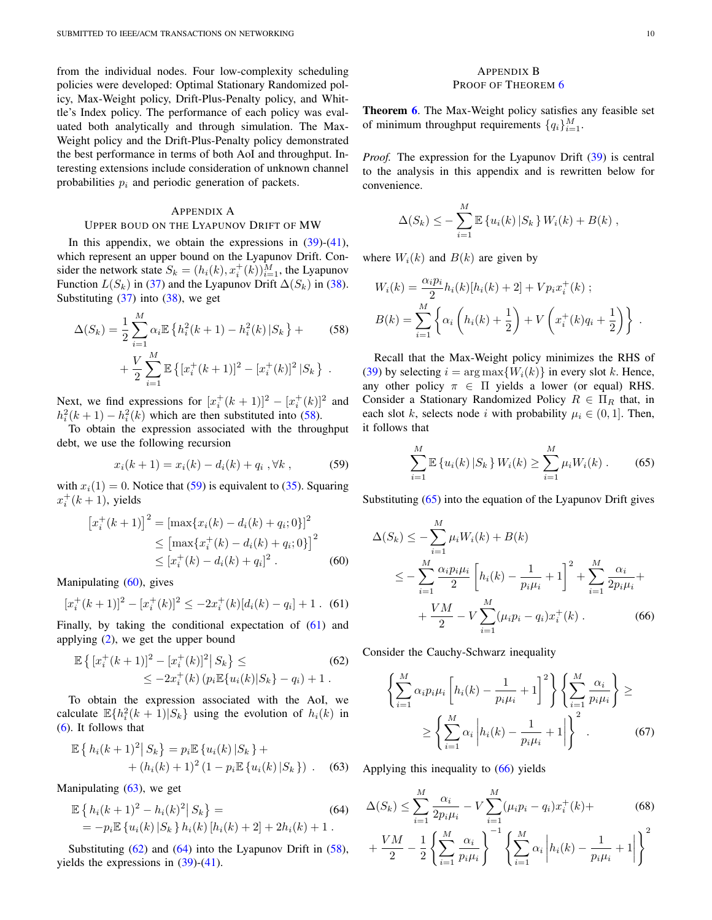from the individual nodes. Four low-complexity scheduling policies were developed: Optimal Stationary Randomized policy, Max-Weight policy, Drift-Plus-Penalty policy, and Whittle's Index policy. The performance of each policy was evaluated both analytically and through simulation. The Max-Weight policy and the Drift-Plus-Penalty policy demonstrated the best performance in terms of both AoI and throughput. Interesting extensions include consideration of unknown channel probabilities $p_i$ and periodic generation of packets.

## Appendix A
## Upper Boud on the Lyapunov Drift of MW

In this appendix, we obtain the expressions in (39)-(41), which represent an upper bound on the Lyapunov Drift. Consider the network state $S_k = (h_i(k), x_i^+(k))_{i=1}^M$, the Lyapunov Function $L(S_k)$ in (37) and the Lyapunov Drift $\Delta(S_k)$ in (38). Substituting (37) into (38), we get

$$\Delta(S_k) = \frac{1}{2}\sum_{i=1}^M \alpha_i \mathbb{E}\left\{h_i^2(k+1) - h_i^2(k) \,|S_k\right\} + \quad (58)$$
$$+ \frac{V}{2}\sum_{i=1}^M \mathbb{E}\left\{[x_i^+(k+1)]^2 - [x_i^+(k)]^2 \,|S_k\right\} \ .$$

Next, we find expressions for $[x_i^+(k+1)]^2 - [x_i^+(k)]^2$ and $h_i^2(k+1) - h_i^2(k)$ which are then substituted into (58).

To obtain the expression associated with the throughput debt, we use the following recursion

$$x_i(k+1) = x_i(k) - d_i(k) + q_i \ , \forall k \ , \quad (59)$$

with $x_i(1) = 0$. Notice that (59) is equivalent to (35). Squaring $x_i^+(k+1)$, yields

$$\begin{aligned}\left[x_i^+(k+1)\right]^2 &= \left[\max\{x_i(k) - d_i(k) + q_i ; 0\}\right]^2 \\ &\leq \left[\max\{x_i^+(k) - d_i(k) + q_i ; 0\}\right]^2 \\ &\leq \left[x_i^+(k) - d_i(k) + q_i\right]^2 \ . \end{aligned} \quad (60)$$

Manipulating (60), gives

$$[x_i^+(k+1)]^2 - [x_i^+(k)]^2 \leq -2x_i^+(k)[d_i(k) - q_i] + 1 \ . \quad (61)$$

Finally, by taking the conditional expectation of (61) and applying (2), we get the upper bound

$$\begin{aligned}&\mathbb{E}\left\{\left[x_i^+(k+1)\right]^2 - [x_i^+(k)]^2 \middle| \, S_k\right\} \leq \\ &\quad \leq -2x_i^+(k)\left(p_i \mathbb{E}\{u_i(k)|S_k\} - q_i\right) + 1 \ . \end{aligned} \quad (62)$$

To obtain the expression associated with the AoI, we calculate $\mathbb{E}\{h_i^2(k+1)|S_k\}$ using the evolution of $h_i(k)$ in (6). It follows that

$$\begin{aligned}\mathbb{E}\left\{\left. h_i(k+1)^2 \right| S_k\right\} &= p_i \mathbb{E}\left\{u_i(k)\,|S_k\right\} + \\ &+ (h_i(k)+1)^2\left(1 - p_i\mathbb{E}\left\{u_i(k)\,|S_k\right\}\right) \ . \end{aligned} \quad (63)$$

Manipulating (63), we get

$$\begin{aligned}&\mathbb{E}\left\{\left. h_i(k+1)^2 - h_i(k)^2 \right| S_k\right\} = \\ &= -p_i\mathbb{E}\left\{u_i(k)\,|S_k\right\} h_i(k)\left[h_i(k)+2\right] + 2h_i(k) + 1 \ . \end{aligned} \quad (64)$$

Substituting (62) and (64) into the Lyapunov Drift in (58), yields the expressions in (39)-(41).

## Appendix B
## Proof of Theorem 6

**Theorem 6**. The Max-Weight policy satisfies any feasible set of minimum throughput requirements $\{q_i\}_{i=1}^M$.

*Proof.* The expression for the Lyapunov Drift (39) is central to the analysis in this appendix and is rewritten below for convenience.

$$\Delta(S_k) \leq -\sum_{i=1}^M \mathbb{E}\left\{u_i(k)\,|S_k\right\} W_i(k) + B(k) \ ,$$

where $W_i(k)$ and $B(k)$ are given by

$$W_i(k) = \frac{\alpha_i p_i}{2} h_i(k)[h_i(k)+2] + V p_i x_i^+(k) \ ;$$
$$B(k) = \sum_{i=1}^M \left\{\alpha_i\left(h_i(k) + \frac{1}{2}\right) + V\left(x_i^+(k) q_i + \frac{1}{2}\right)\right\} \ .$$

Recall that the Max-Weight policy minimizes the RHS of (39) by selecting $i = \arg\max\{W_i(k)\}$ in every slot $k$. Hence, any other policy $\pi \in \Pi$ yields a lower (or equal) RHS. Consider a Stationary Randomized Policy $R \in \Pi_R$ that, in each slot $k$, selects node $i$ with probability $\mu_i \in (0,1]$. Then, it follows that

$$\sum_{i=1}^M \mathbb{E}\left\{u_i(k)\,|S_k\right\} W_i(k) \geq \sum_{i=1}^M \mu_i W_i(k) \ . \quad (65)$$

Substituting (65) into the equation of the Lyapunov Drift gives

$$\begin{aligned}\Delta(S_k) &\leq -\sum_{i=1}^M \mu_i W_i(k) + B(k) \\ &\leq -\sum_{i=1}^M \frac{\alpha_i p_i \mu_i}{2}\left[h_i(k) - \frac{1}{p_i\mu_i} + 1\right]^2 + \sum_{i=1}^M \frac{\alpha_i}{2p_i\mu_i} + \\ &+ \frac{VM}{2} - V\sum_{i=1}^M (\mu_i p_i - q_i) x_i^+(k) \ . \end{aligned} \quad (66)$$

Consider the Cauchy-Schwarz inequality

$$\begin{aligned}&\left\{\sum_{i=1}^M \alpha_i p_i \mu_i \left[h_i(k) - \frac{1}{p_i\mu_i} + 1\right]^2\right\}\left\{\sum_{i=1}^M \frac{\alpha_i}{p_i\mu_i}\right\} \geq \\ &\quad \geq \left\{\sum_{i=1}^M \alpha_i \left|h_i(k) - \frac{1}{p_i\mu_i} + 1\right|\right\}^2 \ . \end{aligned} \quad (67)$$

Applying this inequality to (66) yields

$$\begin{aligned}\Delta(S_k) &\leq \sum_{i=1}^M \frac{\alpha_i}{2p_i\mu_i} - V\sum_{i=1}^M (\mu_i p_i - q_i) x_i^+(k) + \\ &+ \frac{VM}{2} - \frac{1}{2}\left\{\sum_{i=1}^M \frac{\alpha_i}{p_i\mu_i}\right\}^{-1}\left\{\sum_{i=1}^M \alpha_i\left|h_i(k) - \frac{1}{p_i\mu_i} + 1\right|\right\}^2 \end{aligned} \quad (68)$$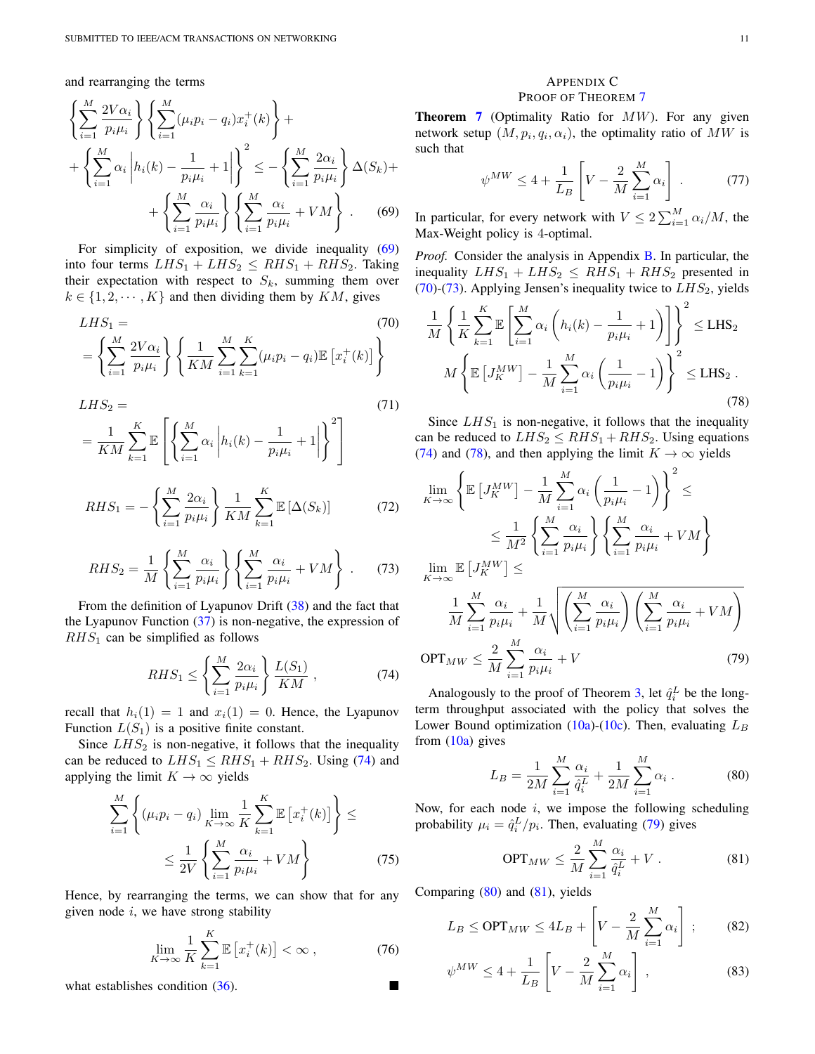and rearranging the terms

$$
\left\{\sum_{i=1}^{M}\frac{2V\alpha_i}{p_i\mu_i}\right\}\left\{\sum_{i=1}^{M}(\mu_i p_i - q_i)x_i^{+}(k)\right\} + \\
+\left\{\sum_{i=1}^{M}\alpha_i\left|h_i(k)-\frac{1}{p_i\mu_i}+1\right|\right\}^2 \leq -\left\{\sum_{i=1}^{M}\frac{2\alpha_i}{p_i\mu_i}\right\}\Delta(S_k) + \\
+\left\{\sum_{i=1}^{M}\frac{\alpha_i}{p_i\mu_i}\right\}\left\{\sum_{i=1}^{M}\frac{\alpha_i}{p_i\mu_i}+VM\right\} . \quad (69)
$$

For simplicity of exposition, we divide inequality (69) into four terms $LHS_1 + LHS_2 \leq RHS_1 + RHS_2$. Taking their expectation with respect to $S_k$, summing them over $k \in \{1, 2, \cdots, K\}$ and then dividing them by $KM$, gives

$$
LHS_1 = \quad (70)
$$

$$
= \left\{\sum_{i=1}^{M}\frac{2V\alpha_i}{p_i\mu_i}\right\}\left\{\frac{1}{KM}\sum_{i=1}^{M}\sum_{k=1}^{K}(\mu_i p_i - q_i)\mathbb{E}\left[x_i^{+}(k)\right]\right\}
$$

$$
LHS_2 = \quad (71)
$$

$$
= \frac{1}{KM}\sum_{k=1}^{K}\mathbb{E}\left[\left\{\sum_{i=1}^{M}\alpha_i\left|h_i(k)-\frac{1}{p_i\mu_i}+1\right|\right\}^2\right]
$$

$$
RHS_1 = -\left\{\sum_{i=1}^{M}\frac{2\alpha_i}{p_i\mu_i}\right\}\frac{1}{KM}\sum_{k=1}^{K}\mathbb{E}\left[\Delta(S_k)\right] \quad (72)
$$

$$
RHS_2 = \frac{1}{M}\left\{\sum_{i=1}^{M}\frac{\alpha_i}{p_i\mu_i}\right\}\left\{\sum_{i=1}^{M}\frac{\alpha_i}{p_i\mu_i}+VM\right\} . \quad (73)
$$

From the definition of Lyapunov Drift (38) and the fact that the Lyapunov Function (37) is non-negative, the expression of $RHS_1$ can be simplified as follows

$$
RHS_1 \leq \left\{\sum_{i=1}^{M}\frac{2\alpha_i}{p_i\mu_i}\right\}\frac{L(S_1)}{KM} , \quad (74)
$$

recall that $h_i(1) = 1$ and $x_i(1) = 0$. Hence, the Lyapunov Function $L(S_1)$ is a positive finite constant.

Since $LHS_2$ is non-negative, it follows that the inequality can be reduced to $LHS_1 \leq RHS_1 + RHS_2$. Using (74) and applying the limit $K \to \infty$ yields

$$
\sum_{i=1}^{M}\left\{(\mu_i p_i - q_i)\lim_{K\to\infty}\frac{1}{K}\sum_{k=1}^{K}\mathbb{E}\left[x_i^{+}(k)\right]\right\} \leq \\
\leq \frac{1}{2V}\left\{\sum_{i=1}^{M}\frac{\alpha_i}{p_i\mu_i}+VM\right\} \quad (75)
$$

Hence, by rearranging the terms, we can show that for any given node $i$, we have strong stability

$$
\lim_{K\to\infty}\frac{1}{K}\sum_{k=1}^{K}\mathbb{E}\left[x_i^{+}(k)\right] < \infty , \quad (76)
$$

what establishes condition (36). ■

## Appendix C
## Proof of Theorem 7

**Theorem 7** (Optimality Ratio for $MW$). For any given network setup $(M, p_i, q_i, \alpha_i)$, the optimality ratio of $MW$ is such that

$$
\psi^{MW} \leq 4 + \frac{1}{L_B}\left[V - \frac{2}{M}\sum_{i=1}^{M}\alpha_i\right] . \quad (77)
$$

In particular, for every network with $V \leq 2\sum_{i=1}^{M}\alpha_i/M$, the Max-Weight policy is 4-optimal.

*Proof.* Consider the analysis in Appendix B. In particular, the inequality $LHS_1 + LHS_2 \leq RHS_1 + RHS_2$ presented in (70)-(73). Applying Jensen's inequality twice to $LHS_2$, yields

$$
\frac{1}{M}\left\{\frac{1}{K}\sum_{k=1}^{K}\mathbb{E}\left[\sum_{i=1}^{M}\alpha_i\left(h_i(k)-\frac{1}{p_i\mu_i}+1\right)\right]\right\}^2 \leq \text{LHS}_2
$$

$$
M\left\{\mathbb{E}\left[J_K^{MW}\right]-\frac{1}{M}\sum_{i=1}^{M}\alpha_i\left(\frac{1}{p_i\mu_i}-1\right)\right\}^2 \leq \text{LHS}_2 . \quad (78)
$$

Since $LHS_1$ is non-negative, it follows that the inequality can be reduced to $LHS_2 \leq RHS_1 + RHS_2$. Using equations (74) and (78), and then applying the limit $K \to \infty$ yields

$$
\lim_{K\to\infty}\left\{\mathbb{E}\left[J_K^{MW}\right]-\frac{1}{M}\sum_{i=1}^{M}\alpha_i\left(\frac{1}{p_i\mu_i}-1\right)\right\}^2 \leq \\
\leq \frac{1}{M^2}\left\{\sum_{i=1}^{M}\frac{\alpha_i}{p_i\mu_i}\right\}\left\{\sum_{i=1}^{M}\frac{\alpha_i}{p_i\mu_i}+VM\right\}
$$

$$
\lim_{K\to\infty}\mathbb{E}\left[J_K^{MW}\right] \leq \\
\frac{1}{M}\sum_{i=1}^{M}\frac{\alpha_i}{p_i\mu_i}+\frac{1}{M}\sqrt{\left(\sum_{i=1}^{M}\frac{\alpha_i}{p_i\mu_i}\right)\left(\sum_{i=1}^{M}\frac{\alpha_i}{p_i\mu_i}+VM\right)}
$$

$$
\text{OPT}_{MW} \leq \frac{2}{M}\sum_{i=1}^{M}\frac{\alpha_i}{p_i\mu_i}+V \quad (79)
$$

Analogously to the proof of Theorem 3, let $\hat{q}_i^L$ be the long-term throughput associated with the policy that solves the Lower Bound optimization (10a)-(10c). Then, evaluating $L_B$ from (10a) gives

$$
L_B = \frac{1}{2M}\sum_{i=1}^{M}\frac{\alpha_i}{\hat{q}_i^L}+\frac{1}{2M}\sum_{i=1}^{M}\alpha_i . \quad (80)
$$

Now, for each node $i$, we impose the following scheduling probability $\mu_i = \hat{q}_i^L/p_i$. Then, evaluating (79) gives

$$
\text{OPT}_{MW} \leq \frac{2}{M}\sum_{i=1}^{M}\frac{\alpha_i}{\hat{q}_i^L}+V . \quad (81)
$$

Comparing (80) and (81), yields

$$
L_B \leq \text{OPT}_{MW} \leq 4L_B + \left[V - \frac{2}{M}\sum_{i=1}^{M}\alpha_i\right] ; \quad (82)
$$

$$
\psi^{MW} \leq 4 + \frac{1}{L_B}\left[V - \frac{2}{M}\sum_{i=1}^{M}\alpha_i\right] , \quad (83)
$$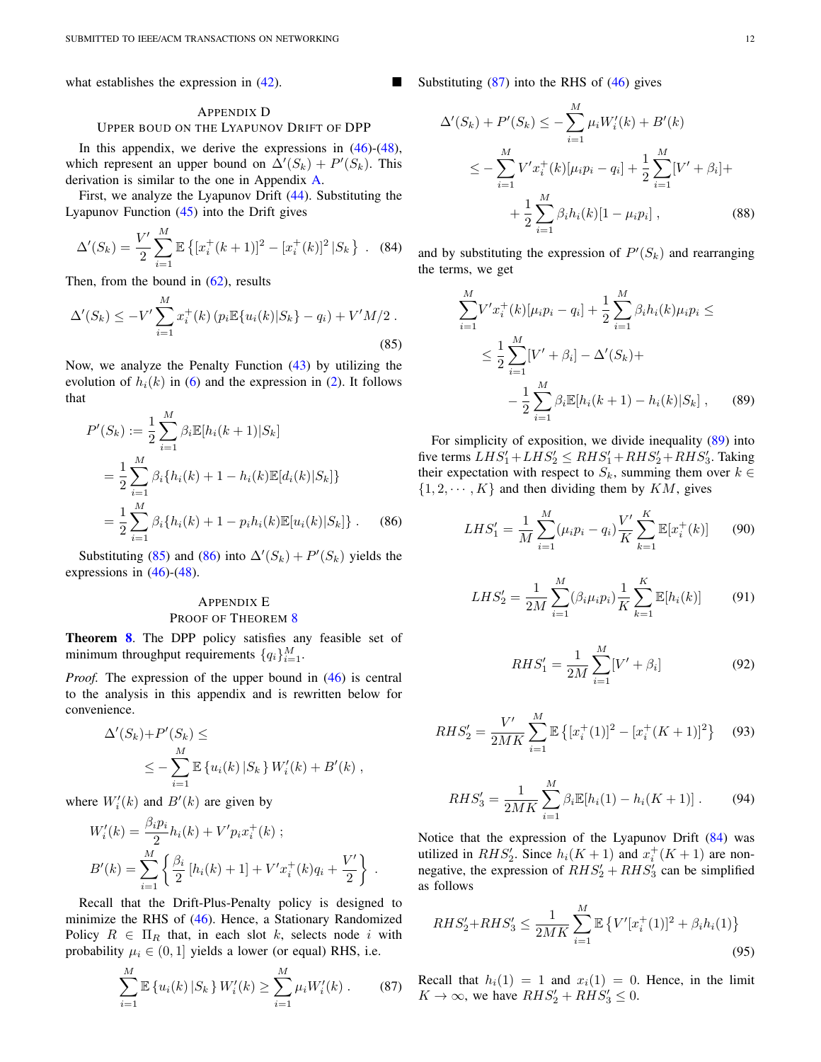what establishes the expression in (42). ■

## Appendix D
## Upper Boud on the Lyapunov Drift of DPP

In this appendix, we derive the expressions in (46)-(48), which represent an upper bound on $\Delta'(S_k) + P'(S_k)$. This derivation is similar to the one in Appendix A.

First, we analyze the Lyapunov Drift (44). Substituting the Lyapunov Function (45) into the Drift gives

$$\Delta'(S_k) = \frac{V'}{2}\sum_{i=1}^{M}\mathbb{E}\left\{[x_i^+(k+1)]^2 - [x_i^+(k)]^2\,|S_k\right\} \ . \quad (84)$$

Then, from the bound in (62), results

$$\Delta'(S_k) \le -V'\sum_{i=1}^{M}x_i^+(k)\left(p_i\mathbb{E}\{u_i(k)|S_k\} - q_i\right) + V'M/2 \ . \quad (85)$$

Now, we analyze the Penalty Function (43) by utilizing the evolution of $h_i(k)$ in (6) and the expression in (2). It follows that

$$\begin{aligned}
P'(S_k) &:= \frac{1}{2}\sum_{i=1}^{M}\beta_i\mathbb{E}[h_i(k+1)|S_k] \\
&= \frac{1}{2}\sum_{i=1}^{M}\beta_i\{h_i(k)+1-h_i(k)\mathbb{E}[d_i(k)|S_k]\} \\
&= \frac{1}{2}\sum_{i=1}^{M}\beta_i\{h_i(k)+1-p_ih_i(k)\mathbb{E}[u_i(k)|S_k]\} \ . \quad (86)
\end{aligned}$$

Substituting (85) and (86) into $\Delta'(S_k) + P'(S_k)$ yields the expressions in (46)-(48).

## Appendix E
## Proof of Theorem 8

**Theorem 8**. The DPP policy satisfies any feasible set of minimum throughput requirements $\{q_i\}_{i=1}^{M}$.

*Proof.* The expression of the upper bound in (46) is central to the analysis in this appendix and is rewritten below for convenience.

$$\begin{aligned}
&\Delta'(S_k)+P'(S_k) \le \\
&\qquad \le -\sum_{i=1}^{M}\mathbb{E}\left\{u_i(k)\,|S_k\right\}W_i'(k) + B'(k) \ ,
\end{aligned}$$

where $W_i'(k)$ and $B'(k)$ are given by

$$W_i'(k) = \frac{\beta_ip_i}{2}h_i(k) + V'p_ix_i^+(k) \ ;$$

$$B'(k) = \sum_{i=1}^{M}\left\{\frac{\beta_i}{2}\left[h_i(k)+1\right] + V'x_i^+(k)q_i + \frac{V'}{2}\right\} \ .$$

Recall that the Drift-Plus-Penalty policy is designed to minimize the RHS of (46). Hence, a Stationary Randomized Policy $R \in \Pi_R$ that, in each slot $k$, selects node $i$ with probability $\mu_i \in (0,1]$ yields a lower (or equal) RHS, i.e.

$$\sum_{i=1}^{M}\mathbb{E}\left\{u_i(k)\,|S_k\right\}W_i'(k) \ge \sum_{i=1}^{M}\mu_iW_i'(k) \ . \quad (87)$$

Substituting (87) into the RHS of (46) gives

$$\begin{aligned}
\Delta'(S_k) + P'(S_k) &\le -\sum_{i=1}^{M}\mu_iW_i'(k) + B'(k) \\
&\le -\sum_{i=1}^{M}V'x_i^+(k)[\mu_ip_i - q_i] + \frac{1}{2}\sum_{i=1}^{M}[V'+\beta_i] + \\
&\quad + \frac{1}{2}\sum_{i=1}^{M}\beta_ih_i(k)[1-\mu_ip_i] \ , \quad (88)
\end{aligned}$$

and by substituting the expression of $P'(S_k)$ and rearranging the terms, we get

$$\begin{aligned}
&\sum_{i=1}^{M}V'x_i^+(k)[\mu_ip_i - q_i] + \frac{1}{2}\sum_{i=1}^{M}\beta_ih_i(k)\mu_ip_i \le \\
&\quad \le \frac{1}{2}\sum_{i=1}^{M}[V'+\beta_i] - \Delta'(S_k) + \\
&\quad\quad - \frac{1}{2}\sum_{i=1}^{M}\beta_i\mathbb{E}[h_i(k+1) - h_i(k)|S_k] \ , \quad (89)
\end{aligned}$$

For simplicity of exposition, we divide inequality (89) into five terms $LHS_1' + LHS_2' \le RHS_1' + RHS_2' + RHS_3'$. Taking their expectation with respect to $S_k$, summing them over $k \in \{1,2,\cdots,K\}$ and then dividing them by $KM$, gives

$$LHS_1' = \frac{1}{M}\sum_{i=1}^{M}(\mu_ip_i - q_i)\frac{V'}{K}\sum_{k=1}^{K}\mathbb{E}[x_i^+(k)] \quad (90)$$

$$LHS_2' = \frac{1}{2M}\sum_{i=1}^{M}(\beta_i\mu_ip_i)\frac{1}{K}\sum_{k=1}^{K}\mathbb{E}[h_i(k)] \quad (91)$$

$$RHS_1' = \frac{1}{2M}\sum_{i=1}^{M}[V'+\beta_i] \quad (92)$$

$$RHS_2' = \frac{V'}{2MK}\sum_{i=1}^{M}\mathbb{E}\left\{[x_i^+(1)]^2 - [x_i^+(K+1)]^2\right\} \quad (93)$$

$$RHS_3' = \frac{1}{2MK}\sum_{i=1}^{M}\beta_i\mathbb{E}[h_i(1) - h_i(K+1)] \ . \quad (94)$$

Notice that the expression of the Lyapunov Drift (84) was utilized in $RHS_2'$. Since $h_i(K+1)$ and $x_i^+(K+1)$ are non-negative, the expression of $RHS_2' + RHS_3'$ can be simplified as follows

$$RHS_2' + RHS_3' \le \frac{1}{2MK}\sum_{i=1}^{M}\mathbb{E}\left\{V'[x_i^+(1)]^2 + \beta_ih_i(1)\right\} \quad (95)$$

Recall that $h_i(1) = 1$ and $x_i(1) = 0$. Hence, in the limit $K \to \infty$, we have $RHS_2' + RHS_3' \le 0$.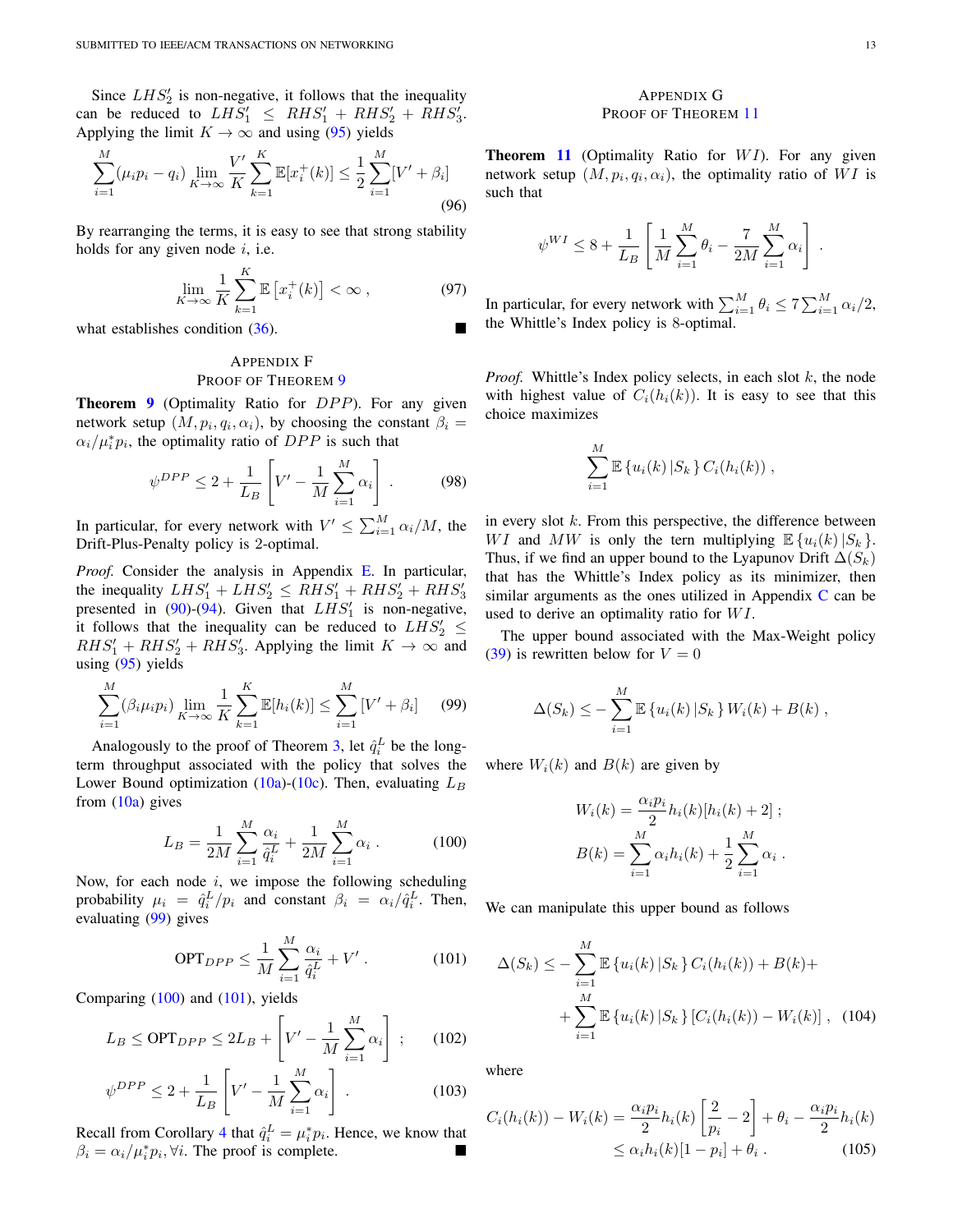Since $LHS_2'$ is non-negative, it follows that the inequality can be reduced to $LHS_1' \leq RHS_1' + RHS_2' + RHS_3'$. Applying the limit $K \to \infty$ and using (95) yields

$$\sum_{i=1}^{M}(\mu_i p_i - q_i) \lim_{K\to\infty} \frac{V'}{K}\sum_{k=1}^{K}\mathbb{E}[x_i^+(k)] \leq \frac{1}{2}\sum_{i=1}^{M}[V' + \beta_i] \tag{96}$$

By rearranging the terms, it is easy to see that strong stability holds for any given node $i$, i.e.

$$\lim_{K\to\infty} \frac{1}{K}\sum_{k=1}^{K}\mathbb{E}\left[x_i^+(k)\right] < \infty \ , \tag{97}$$

what establishes condition (36). ∎

## Appendix F
## Proof of Theorem 9

**Theorem 9** (Optimality Ratio for $DPP$). For any given network setup $(M, p_i, q_i, \alpha_i)$, by choosing the constant $\beta_i = \alpha_i/\mu_i^* p_i$, the optimality ratio of $DPP$ is such that

$$\psi^{DPP} \leq 2 + \frac{1}{L_B}\left[V' - \frac{1}{M}\sum_{i=1}^{M}\alpha_i\right] \ . \tag{98}$$

In particular, for every network with $V' \leq \sum_{i=1}^{M}\alpha_i/M$, the Drift-Plus-Penalty policy is 2-optimal.

*Proof.* Consider the analysis in Appendix E. In particular, the inequality $LHS_1' + LHS_2' \leq RHS_1' + RHS_2' + RHS_3'$ presented in (90)-(94). Given that $LHS_1'$ is non-negative, it follows that the inequality can be reduced to $LHS_2' \leq RHS_1' + RHS_2' + RHS_3'$. Applying the limit $K \to \infty$ and using (95) yields

$$\sum_{i=1}^{M}(\beta_i\mu_i p_i) \lim_{K\to\infty} \frac{1}{K}\sum_{k=1}^{K}\mathbb{E}[h_i(k)] \leq \sum_{i=1}^{M}[V' + \beta_i] \tag{99}$$

Analogously to the proof of Theorem 3, let $\hat{q}_i^L$ be the long-term throughput associated with the policy that solves the Lower Bound optimization (10a)-(10c). Then, evaluating $L_B$ from (10a) gives

$$L_B = \frac{1}{2M}\sum_{i=1}^{M}\frac{\alpha_i}{\hat{q}_i^L} + \frac{1}{2M}\sum_{i=1}^{M}\alpha_i \ . \tag{100}$$

Now, for each node $i$, we impose the following scheduling probability $\mu_i = \hat{q}_i^L/p_i$ and constant $\beta_i = \alpha_i/\hat{q}_i^L$. Then, evaluating (99) gives

$$\text{OPT}_{DPP} \leq \frac{1}{M}\sum_{i=1}^{M}\frac{\alpha_i}{\hat{q}_i^L} + V' \ . \tag{101}$$

Comparing (100) and (101), yields

$$L_B \leq \text{OPT}_{DPP} \leq 2L_B + \left[V' - \frac{1}{M}\sum_{i=1}^{M}\alpha_i\right] \ ; \tag{102}$$

$$\psi^{DPP} \leq 2 + \frac{1}{L_B}\left[V' - \frac{1}{M}\sum_{i=1}^{M}\alpha_i\right] \ . \tag{103}$$

Recall from Corollary 4 that $\hat{q}_i^L = \mu_i^* p_i$. Hence, we know that $\beta_i = \alpha_i/\mu_i^* p_i, \forall i$. The proof is complete. ∎

## Appendix G
## Proof of Theorem 11

**Theorem 11** (Optimality Ratio for $WI$). For any given network setup $(M, p_i, q_i, \alpha_i)$, the optimality ratio of $WI$ is such that

$$\psi^{WI} \leq 8 + \frac{1}{L_B}\left[\frac{1}{M}\sum_{i=1}^{M}\theta_i - \frac{7}{2M}\sum_{i=1}^{M}\alpha_i\right] \ .$$

In particular, for every network with $\sum_{i=1}^{M}\theta_i \leq 7\sum_{i=1}^{M}\alpha_i/2$, the Whittle's Index policy is 8-optimal.

*Proof.* Whittle's Index policy selects, in each slot $k$, the node with highest value of $C_i(h_i(k))$. It is easy to see that this choice maximizes

$$\sum_{i=1}^{M}\mathbb{E}\left\{u_i(k)\,|S_k\right\}C_i(h_i(k)) \ ,$$

in every slot $k$. From this perspective, the difference between $WI$ and $MW$ is only the tern multiplying $\mathbb{E}\left\{u_i(k)\,|S_k\right\}$. Thus, if we find an upper bound to the Lyapunov Drift $\Delta(S_k)$ that has the Whittle's Index policy as its minimizer, then similar arguments as the ones utilized in Appendix C can be used to derive an optimality ratio for $WI$.

The upper bound associated with the Max-Weight policy (39) is rewritten below for $V = 0$

$$\Delta(S_k) \leq -\sum_{i=1}^{M}\mathbb{E}\left\{u_i(k)\,|S_k\right\}W_i(k) + B(k) \ ,$$

where $W_i(k)$ and $B(k)$ are given by

$$W_i(k) = \frac{\alpha_i p_i}{2}h_i(k)[h_i(k) + 2] \ ;$$
$$B(k) = \sum_{i=1}^{M}\alpha_i h_i(k) + \frac{1}{2}\sum_{i=1}^{M}\alpha_i \ .$$

We can manipulate this upper bound as follows

$$\Delta(S_k) \leq -\sum_{i=1}^{M}\mathbb{E}\left\{u_i(k)\,|S_k\right\}C_i(h_i(k)) + B(k) + \\ + \sum_{i=1}^{M}\mathbb{E}\left\{u_i(k)\,|S_k\right\}[C_i(h_i(k)) - W_i(k)] \ , \tag{104}$$

where

$$C_i(h_i(k)) - W_i(k) = \frac{\alpha_i p_i}{2}h_i(k)\left[\frac{2}{p_i} - 2\right] + \theta_i - \frac{\alpha_i p_i}{2}h_i(k) \\ \leq \alpha_i h_i(k)[1 - p_i] + \theta_i \ . \tag{105}$$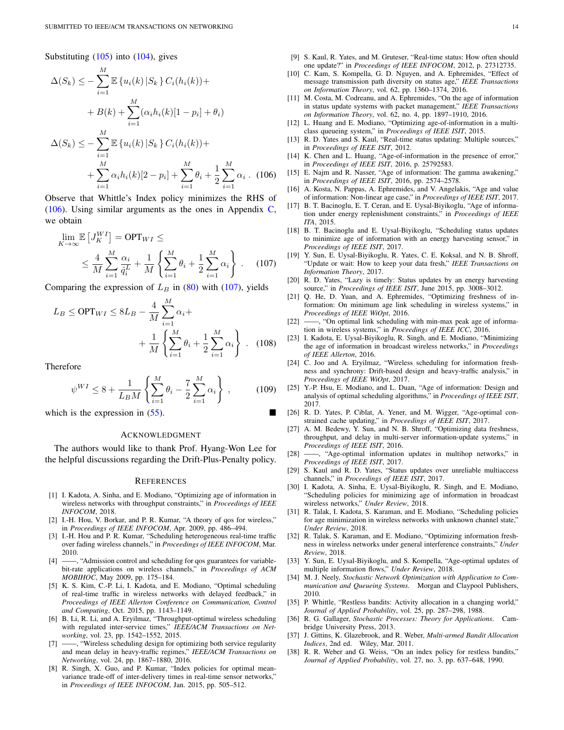Substituting (105) into (104), gives

$$\Delta(S_k) \leq -\sum_{i=1}^{M} \mathbb{E}\left\{u_i(k)\,|S_k\,\right\} C_i(h_i(k)) + \\ + B(k) + \sum_{i=1}^{M} (\alpha_i h_i(k)[1-p_i] + \theta_i)$$

$$\Delta(S_k) \leq -\sum_{i=1}^{M} \mathbb{E}\left\{u_i(k)\,|S_k\,\right\} C_i(h_i(k)) + \\ + \sum_{i=1}^{M} \alpha_i h_i(k)[2-p_i] + \sum_{i=1}^{M} \theta_i + \frac{1}{2}\sum_{i=1}^{M} \alpha_i \; . \quad (106)$$

Observe that Whittle's Index policy minimizes the RHS of (106). Using similar arguments as the ones in Appendix C, we obtain

$$\lim_{K\to\infty} \mathbb{E}\left[J_K^{WI}\right] = \text{OPT}_{WI} \leq \\ \leq \frac{4}{M}\sum_{i=1}^{M} \frac{\alpha_i}{\hat{q}_i^L} + \frac{1}{M}\left\{\sum_{i=1}^{M}\theta_i + \frac{1}{2}\sum_{i=1}^{M}\alpha_i\right\} \; . \quad (107)$$

Comparing the expression of $L_B$ in (80) with (107), yields

$$L_B \leq \text{OPT}_{WI} \leq 8L_B - \frac{4}{M}\sum_{i=1}^{M}\alpha_i + \\ + \frac{1}{M}\left\{\sum_{i=1}^{M}\theta_i + \frac{1}{2}\sum_{i=1}^{M}\alpha_i\right\} \; . \quad (108)$$

Therefore

$$\psi^{WI} \leq 8 + \frac{1}{L_B M}\left\{\sum_{i=1}^{M}\theta_i - \frac{7}{2}\sum_{i=1}^{M}\alpha_i\right\} \; , \quad (109)$$

which is the expression in (55). ■

## Acknowledgment

The authors would like to thank Prof. Hyang-Won Lee for the helpful discussions regarding the Drift-Plus-Penalty policy.

## References

[1] I. Kadota, A. Sinha, and E. Modiano, "Optimizing age of information in wireless networks with throughput constraints," in *Proceedings of IEEE INFOCOM*, 2018.

[2] I.-H. Hou, V. Borkar, and P. R. Kumar, "A theory of qos for wireless," in *Proceedings of IEEE INFOCOM*, Apr. 2009, pp. 486–494.

[3] I.-H. Hou and P. R. Kumar, "Scheduling heterogeneous real-time traffic over fading wireless channels," in *Proceedings of IEEE INFOCOM*, Mar. 2010.

[4] ——, "Admission control and scheduling for qos guarantees for variable-bit-rate applications on wireless channels," in *Proceedings of ACM MOBIHOC*, May 2009, pp. 175–184.

[5] K. S. Kim, C.-P. Li, I. Kadota, and E. Modiano, "Optimal scheduling of real-time traffic in wireless networks with delayed feedback," in *Proceedings of IEEE Allerton Conference on Communication, Control and Computing*, Oct. 2015, pp. 1143–1149.

[6] B. Li, R. Li, and A. Eryilmaz, "Throughput-optimal wireless scheduling with regulated inter-service times," *IEEE/ACM Transactions on Networking*, vol. 23, pp. 1542–1552, 2015.

[7] ——, "Wireless scheduling design for optimizing both service regularity and mean delay in heavy-traffic regimes," *IEEE/ACM Transactions on Networking*, vol. 24, pp. 1867–1880, 2016.

[8] R. Singh, X. Guo, and P. Kumar, "Index policies for optimal mean-variance trade-off of inter-delivery times in real-time sensor networks," in *Proceedings of IEEE INFOCOM*, Jan. 2015, pp. 505–512.

[9] S. Kaul, R. Yates, and M. Gruteser, "Real-time status: How often should one update?" in *Proceedings of IEEE INFOCOM*, 2012, p. 27312735.

[10] C. Kam, S. Kompella, G. D. Nguyen, and A. Ephremides, "Effect of message transmission path diversity on status age," *IEEE Transactions on Information Theory*, vol. 62, pp. 1360–1374, 2016.

[11] M. Costa, M. Codreanu, and A. Ephremides, "On the age of information in status update systems with packet management," *IEEE Transactions on Information Theory*, vol. 62, no. 4, pp. 1897–1910, 2016.

[12] L. Huang and E. Modiano, "Optimizing age-of-information in a multi-class queueing system," in *Proceedings of IEEE ISIT*, 2015.

[13] R. D. Yates and S. Kaul, "Real-time status updating: Multiple sources," in *Proceedings of IEEE ISIT*, 2012.

[14] K. Chen and L. Huang, "Age-of-information in the presence of error," in *Proceedings of IEEE ISIT*, 2016, p. 25792583.

[15] E. Najm and R. Nasser, "Age of information: The gamma awakening," in *Proceedings of IEEE ISIT*, 2016, pp. 2574–2578.

[16] A. Kosta, N. Pappas, A. Ephremides, and V. Angelakis, "Age and value of information: Non-linear age case," in *Proceedings of IEEE ISIT*, 2017.

[17] B. T. Bacinoglu, E. T. Ceran, and E. Uysal-Biyikoglu, "Age of information under energy replenishment constraints," in *Proceedings of IEEE ITA*, 2015.

[18] B. T. Bacinoglu and E. Uysal-Biyikoglu, "Scheduling status updates to minimize age of information with an energy harvesting sensor," in *Proceedings of IEEE ISIT*, 2017.

[19] Y. Sun, E. Uysal-Biyikoglu, R. Yates, C. E. Koksal, and N. B. Shroff, "Update or wait: How to keep your data fresh," *IEEE Transactions on Information Theory*, 2017.

[20] R. D. Yates, "Lazy is timely: Status updates by an energy harvesting source," in *Proceedings of IEEE ISIT*, June 2015, pp. 3008–3012.

[21] Q. He, D. Yuan, and A. Ephremides, "Optimizing freshness of information: On minimum age link scheduling in wireless systems," in *Proceedings of IEEE WiOpt*, 2016.

[22] ——, "On optimal link scheduling with min-max peak age of information in wireless systems," in *Proceedings of IEEE ICC*, 2016.

[23] I. Kadota, E. Uysal-Biyikoglu, R. Singh, and E. Modiano, "Minimizing the age of information in broadcast wireless networks," in *Proceedings of IEEE Allerton*, 2016.

[24] C. Joo and A. Eryilmaz, "Wireless scheduling for information freshness and synchrony: Drift-based design and heavy-traffic analysis," in *Proceedings of IEEE WiOpt*, 2017.

[25] Y.-P. Hsu, E. Modiano, and L. Duan, "Age of information: Design and analysis of optimal scheduling algorithms," in *Proceedings of IEEE ISIT*, 2017.

[26] R. D. Yates, P. Ciblat, A. Yener, and M. Wigger, "Age-optimal constrained cache updating," in *Proceedings of IEEE ISIT*, 2017.

[27] A. M. Bedewy, Y. Sun, and N. B. Shroff, "Optimizing data freshness, throughput, and delay in multi-server information-update systems," in *Proceedings of IEEE ISIT*, 2016.

[28] ——, "Age-optimal information updates in multihop networks," in *Proceedings of IEEE ISIT*, 2017.

[29] S. Kaul and R. D. Yates, "Status updates over unreliable multiaccess channels," in *Proceedings of IEEE ISIT*, 2017.

[30] I. Kadota, A. Sinha, E. Uysal-Biyikoglu, R. Singh, and E. Modiano, "Scheduling policies for minimizing age of information in broadcast wireless networks," *Under Review*, 2018.

[31] R. Talak, I. Kadota, S. Karaman, and E. Modiano, "Scheduling policies for age minimization in wireless networks with unknown channel state," *Under Review*, 2018.

[32] R. Talak, S. Karaman, and E. Modiano, "Optimizing information freshness in wireless networks under general interference constraints," *Under Review*, 2018.

[33] Y. Sun, E. Uysal-Biyikoglu, and S. Kompella, "Age-optimal updates of multiple information flows," *Under Review*, 2018.

[34] M. J. Neely, *Stochastic Network Optimization with Application to Communication and Queueing Systems*. Morgan and Claypool Publishers, 2010.

[35] P. Whittle, "Restless bandits: Activity allocation in a changing world," *Journal of Applied Probability*, vol. 25, pp. 287–298, 1988.

[36] R. G. Gallager, *Stochastic Processes: Theory for Applications*. Cambridge University Press, 2013.

[37] J. Gittins, K. Glazebrook, and R. Weber, *Multi-armed Bandit Allocation Indices*, 2nd ed. Wiley, Mar. 2011.

[38] R. R. Weber and G. Weiss, "On an index policy for restless bandits," *Journal of Applied Probability*, vol. 27, no. 3, pp. 637–648, 1990.